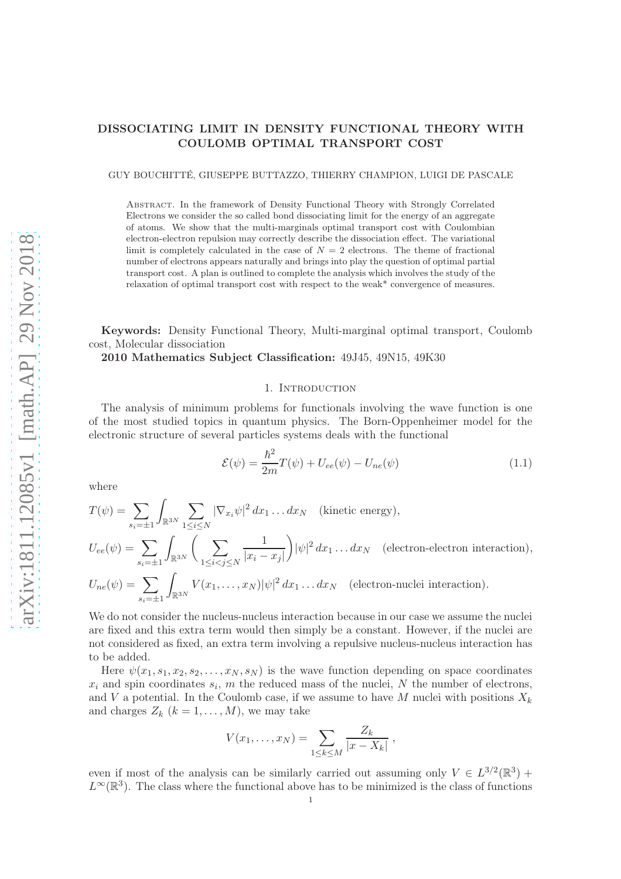# DISSOCIATING LIMIT IN DENSITY FUNCTIONAL THEORY WITH COULOMB OPTIMAL TRANSPORT COST

GUY BOUCHITTÉ, GIUSEPPE BUTTAZZO, THIERRY CHAMPION, LUIGI DE PASCALE

Abstract. In the framework of Density Functional Theory with Strongly Correlated Electrons we consider the so called bond dissociating limit for the energy of an aggregate of atoms. We show that the multi-marginals optimal transport cost with Coulombian electron-electron repulsion may correctly describe the dissociation effect. The variational limit is completely calculated in the case of $N = 2$ electrons. The theme of fractional number of electrons appears naturally and brings into play the question of optimal partial transport cost. A plan is outlined to complete the analysis which involves the study of the relaxation of optimal transport cost with respect to the weak* convergence of measures.

**Keywords:** Density Functional Theory, Multi-marginal optimal transport, Coulomb cost, Molecular dissociation

**2010 Mathematics Subject Classification:** 49J45, 49N15, 49K30

## 1. Introduction

The analysis of minimum problems for functionals involving the wave function is one of the most studied topics in quantum physics. The Born-Oppenheimer model for the electronic structure of several particles systems deals with the functional

$$\mathcal{E}(\psi) = \frac{\hbar^2}{2m} T(\psi) + U_{ee}(\psi) - U_{ne}(\psi) \tag{1.1}$$

where

$$T(\psi) = \sum_{s_i=\pm 1} \int_{\mathbb{R}^{3N}} \sum_{1 \le i \le N} |\nabla_{x_i} \psi|^2 \, dx_1 \dots dx_N \quad \text{(kinetic energy)},$$

$$U_{ee}(\psi) = \sum_{s_i=\pm 1} \int_{\mathbb{R}^{3N}} \Big( \sum_{1 \le i < j \le N} \frac{1}{|x_i - x_j|} \Big) |\psi|^2 \, dx_1 \dots dx_N \quad \text{(electron-electron interaction)},$$

$$U_{ne}(\psi) = \sum_{s_i=\pm 1} \int_{\mathbb{R}^{3N}} V(x_1, \dots, x_N) |\psi|^2 \, dx_1 \dots dx_N \quad \text{(electron-nuclei interaction)}.$$

We do not consider the nucleus-nucleus interaction because in our case we assume the nuclei are fixed and this extra term would then simply be a constant. However, if the nuclei are not considered as fixed, an extra term involving a repulsive nucleus-nucleus interaction has to be added.

Here $\psi(x_1, s_1, x_2, s_2, \dots, x_N, s_N)$ is the wave function depending on space coordinates $x_i$ and spin coordinates $s_i$, $m$ the reduced mass of the nuclei, $N$ the number of electrons, and $V$ a potential. In the Coulomb case, if we assume to have $M$ nuclei with positions $X_k$ and charges $Z_k$ ($k = 1, \dots, M$), we may take

$$V(x_1, \dots, x_N) = \sum_{1 \le k \le M} \frac{Z_k}{|x - X_k|} \,,$$

even if most of the analysis can be similarly carried out assuming only $V \in L^{3/2}(\mathbb{R}^3) + L^\infty(\mathbb{R}^3)$. The class where the functional above has to be minimized is the class of functions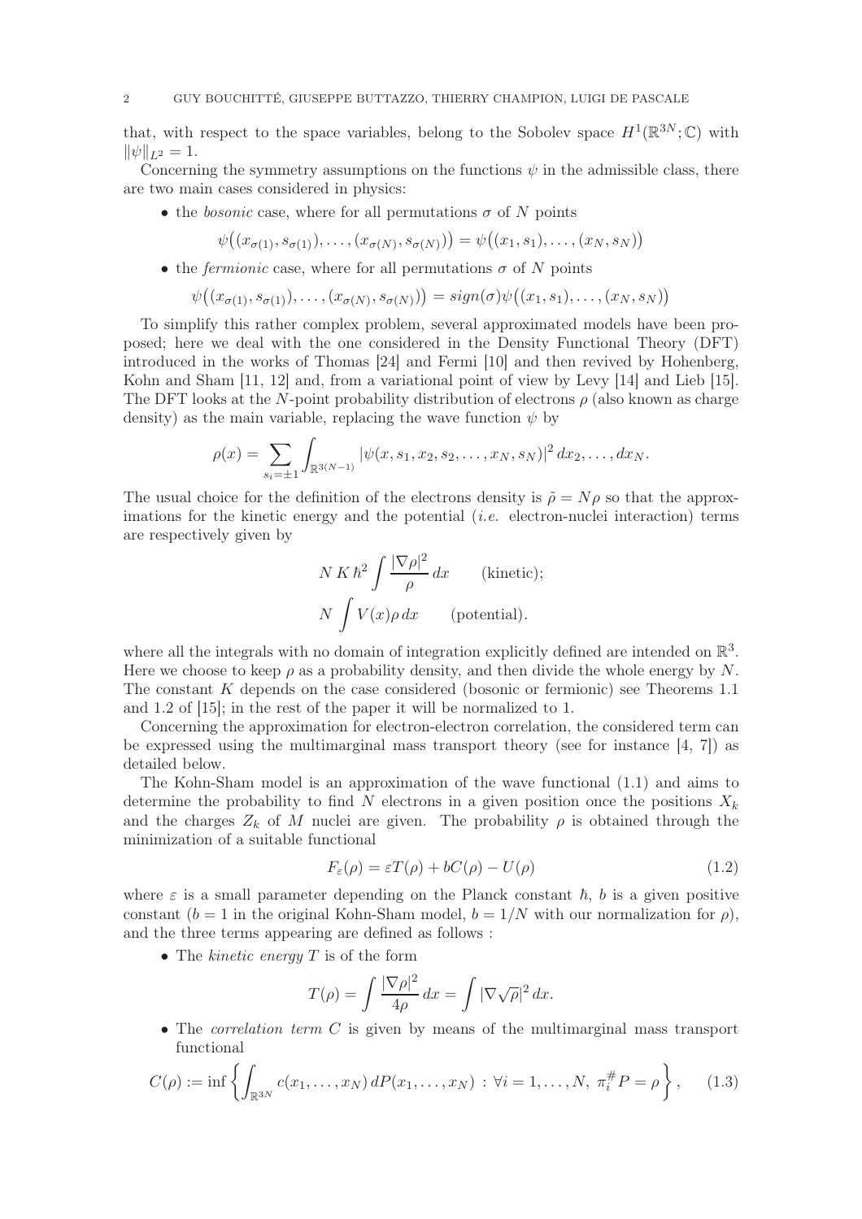that, with respect to the space variables, belong to the Sobolev space $H^1(\mathbb{R}^{3N};\mathbb{C})$ with $\|\psi\|_{L^2} = 1$.

Concerning the symmetry assumptions on the functions $\psi$ in the admissible class, there are two main cases considered in physics:

- the *bosonic* case, where for all permutations $\sigma$ of $N$ points
$$\psi\big((x_{\sigma(1)}, s_{\sigma(1)}), \dots, (x_{\sigma(N)}, s_{\sigma(N)})\big) = \psi\big((x_1, s_1), \dots, (x_N, s_N)\big)$$
- the *fermionic* case, where for all permutations $\sigma$ of $N$ points
$$\psi\big((x_{\sigma(1)}, s_{\sigma(1)}), \dots, (x_{\sigma(N)}, s_{\sigma(N)})\big) = sign(\sigma)\psi\big((x_1, s_1), \dots, (x_N, s_N)\big)$$

To simplify this rather complex problem, several approximated models have been proposed; here we deal with the one considered in the Density Functional Theory (DFT) introduced in the works of Thomas [24] and Fermi [10] and then revived by Hohenberg, Kohn and Sham [11, 12] and, from a variational point of view by Levy [14] and Lieb [15]. The DFT looks at the $N$-point probability distribution of electrons $\rho$ (also known as charge density) as the main variable, replacing the wave function $\psi$ by

$$\rho(x) = \sum_{s_i=\pm 1} \int_{\mathbb{R}^{3(N-1)}} |\psi(x, s_1, x_2, s_2, \dots, x_N, s_N)|^2 \, dx_2, \dots, dx_N.$$

The usual choice for the definition of the electrons density is $\tilde{\rho} = N\rho$ so that the approximations for the kinetic energy and the potential (*i.e.* electron-nuclei interaction) terms are respectively given by

$$N\, K\, \hbar^2 \int \frac{|\nabla \rho|^2}{\rho}\, dx \qquad \text{(kinetic)};$$
$$N \int V(x)\rho\, dx \qquad \text{(potential)}.$$

where all the integrals with no domain of integration explicitly defined are intended on $\mathbb{R}^3$. Here we choose to keep $\rho$ as a probability density, and then divide the whole energy by $N$. The constant $K$ depends on the case considered (bosonic or fermionic) see Theorems 1.1 and 1.2 of [15]; in the rest of the paper it will be normalized to 1.

Concerning the approximation for electron-electron correlation, the considered term can be expressed using the multimarginal mass transport theory (see for instance [4, 7]) as detailed below.

The Kohn-Sham model is an approximation of the wave functional (1.1) and aims to determine the probability to find $N$ electrons in a given position once the positions $X_k$ and the charges $Z_k$ of $M$ nuclei are given. The probability $\rho$ is obtained through the minimization of a suitable functional

$$F_\varepsilon(\rho) = \varepsilon T(\rho) + bC(\rho) - U(\rho) \tag{1.2}$$

where $\varepsilon$ is a small parameter depending on the Planck constant $\hbar$, $b$ is a given positive constant ($b = 1$ in the original Kohn-Sham model, $b = 1/N$ with our normalization for $\rho$), and the three terms appearing are defined as follows :

- The *kinetic energy* $T$ is of the form
$$T(\rho) = \int \frac{|\nabla \rho|^2}{4\rho}\, dx = \int |\nabla \sqrt{\rho}|^2\, dx.$$
- The *correlation term* $C$ is given by means of the multimarginal mass transport functional
$$C(\rho) := \inf \left\{ \int_{\mathbb{R}^{3N}} c(x_1, \dots, x_N)\, dP(x_1, \dots, x_N) \,:\, \forall i = 1, \dots, N,\ \pi_i^{\#} P = \rho \right\}, \tag{1.3}$$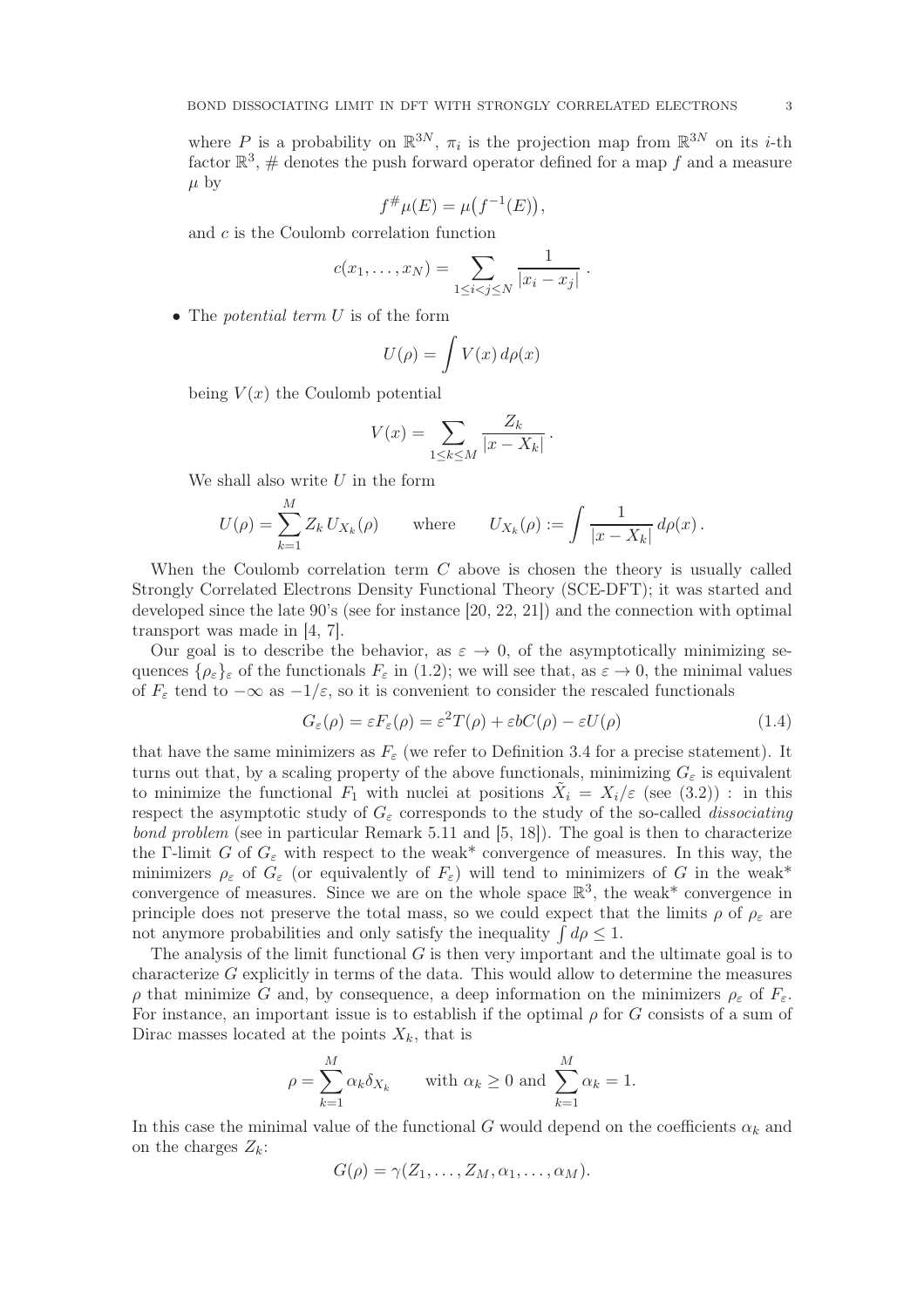where $P$ is a probability on $\mathbb{R}^{3N}$, $\pi_i$ is the projection map from $\mathbb{R}^{3N}$ on its $i$-th factor $\mathbb{R}^3$, $\#$ denotes the push forward operator defined for a map $f$ and a measure $\mu$ by

$$f^{\#}\mu(E) = \mu\big(f^{-1}(E)\big),$$

and $c$ is the Coulomb correlation function

$$c(x_1, \dots, x_N) = \sum_{1 \le i < j \le N} \frac{1}{|x_i - x_j|} \, .$$

- The *potential term* $U$ is of the form

$$U(\rho) = \int V(x)\, d\rho(x)$$

being $V(x)$ the Coulomb potential

$$V(x) = \sum_{1 \le k \le M} \frac{Z_k}{|x - X_k|} \, .$$

We shall also write $U$ in the form

$$U(\rho) = \sum_{k=1}^{M} Z_k \, U_{X_k}(\rho) \qquad \text{where} \qquad U_{X_k}(\rho) := \int \frac{1}{|x - X_k|} \, d\rho(x) \, .$$

When the Coulomb correlation term $C$ above is chosen the theory is usually called Strongly Correlated Electrons Density Functional Theory (SCE-DFT); it was started and developed since the late 90's (see for instance [20, 22, 21]) and the connection with optimal transport was made in [4, 7].

Our goal is to describe the behavior, as $\varepsilon \to 0$, of the asymptotically minimizing sequences $\{\rho_\varepsilon\}_\varepsilon$ of the functionals $F_\varepsilon$ in (1.2); we will see that, as $\varepsilon \to 0$, the minimal values of $F_\varepsilon$ tend to $-\infty$ as $-1/\varepsilon$, so it is convenient to consider the rescaled functionals

$$G_\varepsilon(\rho) = \varepsilon F_\varepsilon(\rho) = \varepsilon^2 T(\rho) + \varepsilon b C(\rho) - \varepsilon U(\rho) \tag{1.4}$$

that have the same minimizers as $F_\varepsilon$ (we refer to Definition 3.4 for a precise statement). It turns out that, by a scaling property of the above functionals, minimizing $G_\varepsilon$ is equivalent to minimize the functional $F_1$ with nuclei at positions $\tilde{X}_i = X_i/\varepsilon$ (see (3.2)) : in this respect the asymptotic study of $G_\varepsilon$ corresponds to the study of the so-called *dissociating bond problem* (see in particular Remark 5.11 and [5, 18]). The goal is then to characterize the Γ-limit $G$ of $G_\varepsilon$ with respect to the weak* convergence of measures. In this way, the minimizers $\rho_\varepsilon$ of $G_\varepsilon$ (or equivalently of $F_\varepsilon$) will tend to minimizers of $G$ in the weak* convergence of measures. Since we are on the whole space $\mathbb{R}^3$, the weak* convergence in principle does not preserve the total mass, so we could expect that the limits $\rho$ of $\rho_\varepsilon$ are not anymore probabilities and only satisfy the inequality $\int d\rho \le 1$.

The analysis of the limit functional $G$ is then very important and the ultimate goal is to characterize $G$ explicitly in terms of the data. This would allow to determine the measures $\rho$ that minimize $G$ and, by consequence, a deep information on the minimizers $\rho_\varepsilon$ of $F_\varepsilon$. For instance, an important issue is to establish if the optimal $\rho$ for $G$ consists of a sum of Dirac masses located at the points $X_k$, that is

$$\rho = \sum_{k=1}^{M} \alpha_k \delta_{X_k} \qquad \text{with } \alpha_k \ge 0 \text{ and } \sum_{k=1}^{M} \alpha_k = 1.$$

In this case the minimal value of the functional $G$ would depend on the coefficients $\alpha_k$ and on the charges $Z_k$:

$$G(\rho) = \gamma(Z_1, \dots, Z_M, \alpha_1, \dots, \alpha_M).$$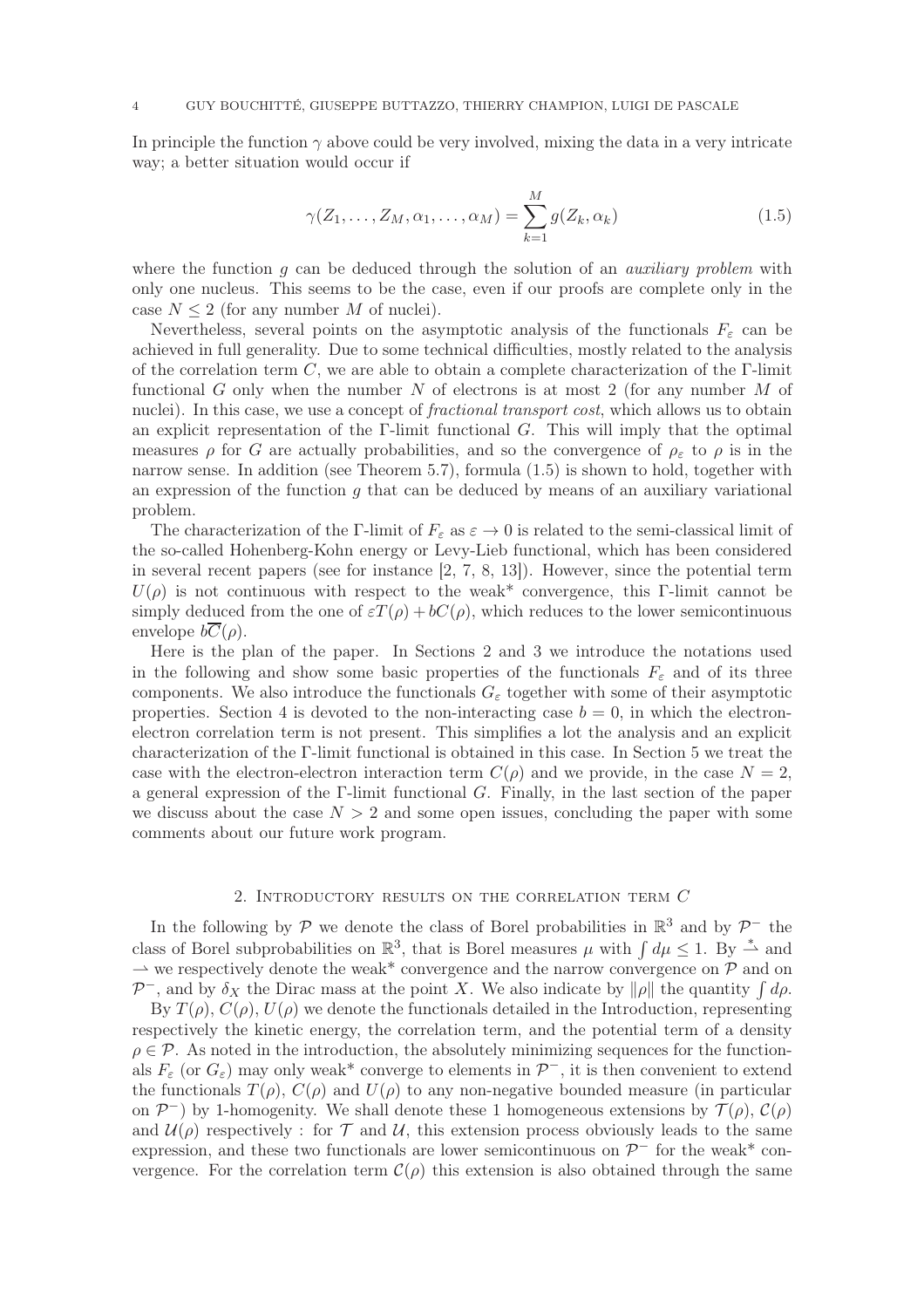In principle the function $\gamma$ above could be very involved, mixing the data in a very intricate way; a better situation would occur if

$$\gamma(Z_1, \dots, Z_M, \alpha_1, \dots, \alpha_M) = \sum_{k=1}^{M} g(Z_k, \alpha_k) \tag{1.5}$$

where the function $g$ can be deduced through the solution of an *auxiliary problem* with only one nucleus. This seems to be the case, even if our proofs are complete only in the case $N \leq 2$ (for any number $M$ of nuclei).

Nevertheless, several points on the asymptotic analysis of the functionals $F_\varepsilon$ can be achieved in full generality. Due to some technical difficulties, mostly related to the analysis of the correlation term $C$, we are able to obtain a complete characterization of the Γ-limit functional $G$ only when the number $N$ of electrons is at most 2 (for any number $M$ of nuclei). In this case, we use a concept of *fractional transport cost*, which allows us to obtain an explicit representation of the Γ-limit functional $G$. This will imply that the optimal measures $\rho$ for $G$ are actually probabilities, and so the convergence of $\rho_\varepsilon$ to $\rho$ is in the narrow sense. In addition (see Theorem 5.7), formula (1.5) is shown to hold, together with an expression of the function $g$ that can be deduced by means of an auxiliary variational problem.

The characterization of the Γ-limit of $F_\varepsilon$ as $\varepsilon \to 0$ is related to the semi-classical limit of the so-called Hohenberg-Kohn energy or Levy-Lieb functional, which has been considered in several recent papers (see for instance [2, 7, 8, 13]). However, since the potential term $U(\rho)$ is not continuous with respect to the weak* convergence, this Γ-limit cannot be simply deduced from the one of $\varepsilon T(\rho) + bC(\rho)$, which reduces to the lower semicontinuous envelope $b\overline{C}(\rho)$.

Here is the plan of the paper. In Sections 2 and 3 we introduce the notations used in the following and show some basic properties of the functionals $F_\varepsilon$ and of its three components. We also introduce the functionals $G_\varepsilon$ together with some of their asymptotic properties. Section 4 is devoted to the non-interacting case $b = 0$, in which the electron-electron correlation term is not present. This simplifies a lot the analysis and an explicit characterization of the Γ-limit functional is obtained in this case. In Section 5 we treat the case with the electron-electron interaction term $C(\rho)$ and we provide, in the case $N = 2$, a general expression of the Γ-limit functional $G$. Finally, in the last section of the paper we discuss about the case $N > 2$ and some open issues, concluding the paper with some comments about our future work program.

## 2. Introductory results on the correlation term $C$

In the following by $\mathcal{P}$ we denote the class of Borel probabilities in $\mathbb{R}^3$ and by $\mathcal{P}^-$ the class of Borel subprobabilities on $\mathbb{R}^3$, that is Borel measures $\mu$ with $\int d\mu \leq 1$. By $\overset{*}{\rightharpoonup}$ and $\rightharpoonup$ we respectively denote the weak* convergence and the narrow convergence on $\mathcal{P}$ and on $\mathcal{P}^-$, and by $\delta_X$ the Dirac mass at the point $X$. We also indicate by $\|\rho\|$ the quantity $\int d\rho$.

By $T(\rho)$, $C(\rho)$, $U(\rho)$ we denote the functionals detailed in the Introduction, representing respectively the kinetic energy, the correlation term, and the potential term of a density $\rho \in \mathcal{P}$. As noted in the introduction, the absolutely minimizing sequences for the functionals $F_\varepsilon$ (or $G_\varepsilon$) may only weak* converge to elements in $\mathcal{P}^-$, it is then convenient to extend the functionals $T(\rho)$, $C(\rho)$ and $U(\rho)$ to any non-negative bounded measure (in particular on $\mathcal{P}^-$) by 1-homogenity. We shall denote these 1 homogeneous extensions by $\mathcal{T}(\rho)$, $\mathcal{C}(\rho)$ and $\mathcal{U}(\rho)$ respectively : for $\mathcal{T}$ and $\mathcal{U}$, this extension process obviously leads to the same expression, and these two functionals are lower semicontinuous on $\mathcal{P}^-$ for the weak* convergence. For the correlation term $\mathcal{C}(\rho)$ this extension is also obtained through the same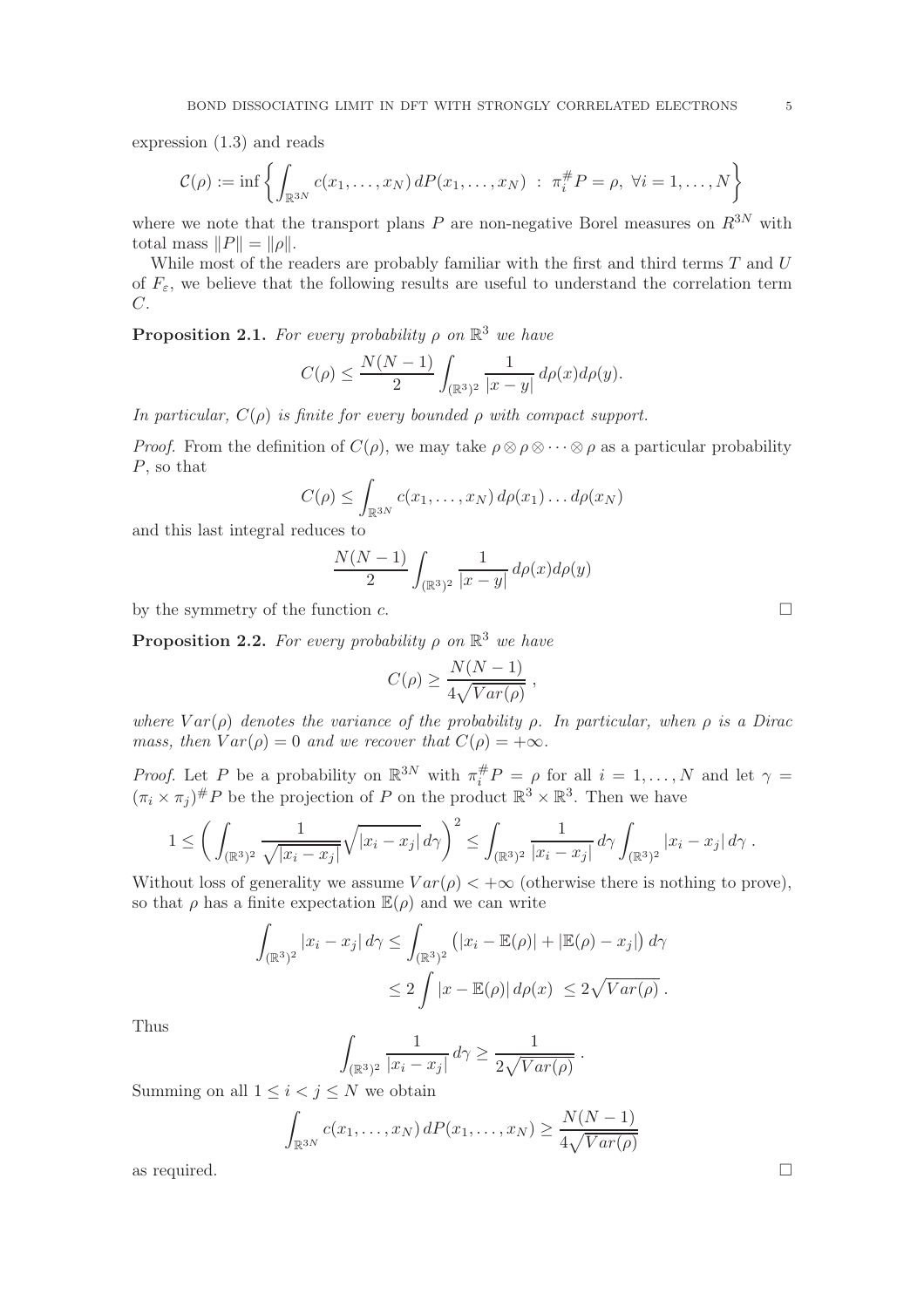expression (1.3) and reads

$$\mathcal{C}(\rho) := \inf\left\{ \int_{\mathbb{R}^{3N}} c(x_1,\dots,x_N)\,dP(x_1,\dots,x_N) \ :\ \pi_i^{\#}P = \rho,\ \forall i = 1,\dots,N \right\}$$

where we note that the transport plans $P$ are non-negative Borel measures on $R^{3N}$ with total mass $\|P\| = \|\rho\|$.

While most of the readers are probably familiar with the first and third terms $T$ and $U$ of $F_\varepsilon$, we believe that the following results are useful to understand the correlation term $C$.

**Proposition 2.1.** *For every probability $\rho$ on $\mathbb{R}^3$ we have*

$$C(\rho) \le \frac{N(N-1)}{2} \int_{(\mathbb{R}^3)^2} \frac{1}{|x-y|}\,d\rho(x)d\rho(y).$$

*In particular, $C(\rho)$ is finite for every bounded $\rho$ with compact support.*

*Proof.* From the definition of $C(\rho)$, we may take $\rho \otimes \rho \otimes \cdots \otimes \rho$ as a particular probability $P$, so that

$$C(\rho) \le \int_{\mathbb{R}^{3N}} c(x_1,\dots,x_N)\,d\rho(x_1)\dots d\rho(x_N)$$

and this last integral reduces to

$$\frac{N(N-1)}{2} \int_{(\mathbb{R}^3)^2} \frac{1}{|x-y|}\,d\rho(x)d\rho(y)$$

by the symmetry of the function $c$. □

**Proposition 2.2.** *For every probability $\rho$ on $\mathbb{R}^3$ we have*

$$C(\rho) \ge \frac{N(N-1)}{4\sqrt{Var(\rho)}}\,,$$

*where $Var(\rho)$ denotes the variance of the probability $\rho$. In particular, when $\rho$ is a Dirac mass, then $Var(\rho) = 0$ and we recover that $C(\rho) = +\infty$.*

*Proof.* Let $P$ be a probability on $\mathbb{R}^{3N}$ with $\pi_i^{\#}P = \rho$ for all $i = 1,\dots,N$ and let $\gamma = (\pi_i \times \pi_j)^{\#}P$ be the projection of $P$ on the product $\mathbb{R}^3 \times \mathbb{R}^3$. Then we have

$$1 \le \left( \int_{(\mathbb{R}^3)^2} \frac{1}{\sqrt{|x_i - x_j|}} \sqrt{|x_i - x_j|}\,d\gamma \right)^2 \le \int_{(\mathbb{R}^3)^2} \frac{1}{|x_i - x_j|}\,d\gamma \int_{(\mathbb{R}^3)^2} |x_i - x_j|\,d\gamma\,.$$

Without loss of generality we assume $Var(\rho) < +\infty$ (otherwise there is nothing to prove), so that $\rho$ has a finite expectation $\mathbb{E}(\rho)$ and we can write

$$\begin{aligned} \int_{(\mathbb{R}^3)^2} |x_i - x_j|\,d\gamma &\le \int_{(\mathbb{R}^3)^2} \big(|x_i - \mathbb{E}(\rho)| + |\mathbb{E}(\rho) - x_j|\big)\,d\gamma \\ &\le 2\int |x - \mathbb{E}(\rho)|\,d\rho(x) \ \le 2\sqrt{Var(\rho)}\,. \end{aligned}$$

Thus

$$\int_{(\mathbb{R}^3)^2} \frac{1}{|x_i - x_j|}\,d\gamma \ge \frac{1}{2\sqrt{Var(\rho)}}\,.$$

Summing on all $1 \le i < j \le N$ we obtain

$$\int_{\mathbb{R}^{3N}} c(x_1,\dots,x_N)\,dP(x_1,\dots,x_N) \ge \frac{N(N-1)}{4\sqrt{Var(\rho)}}$$

as required. □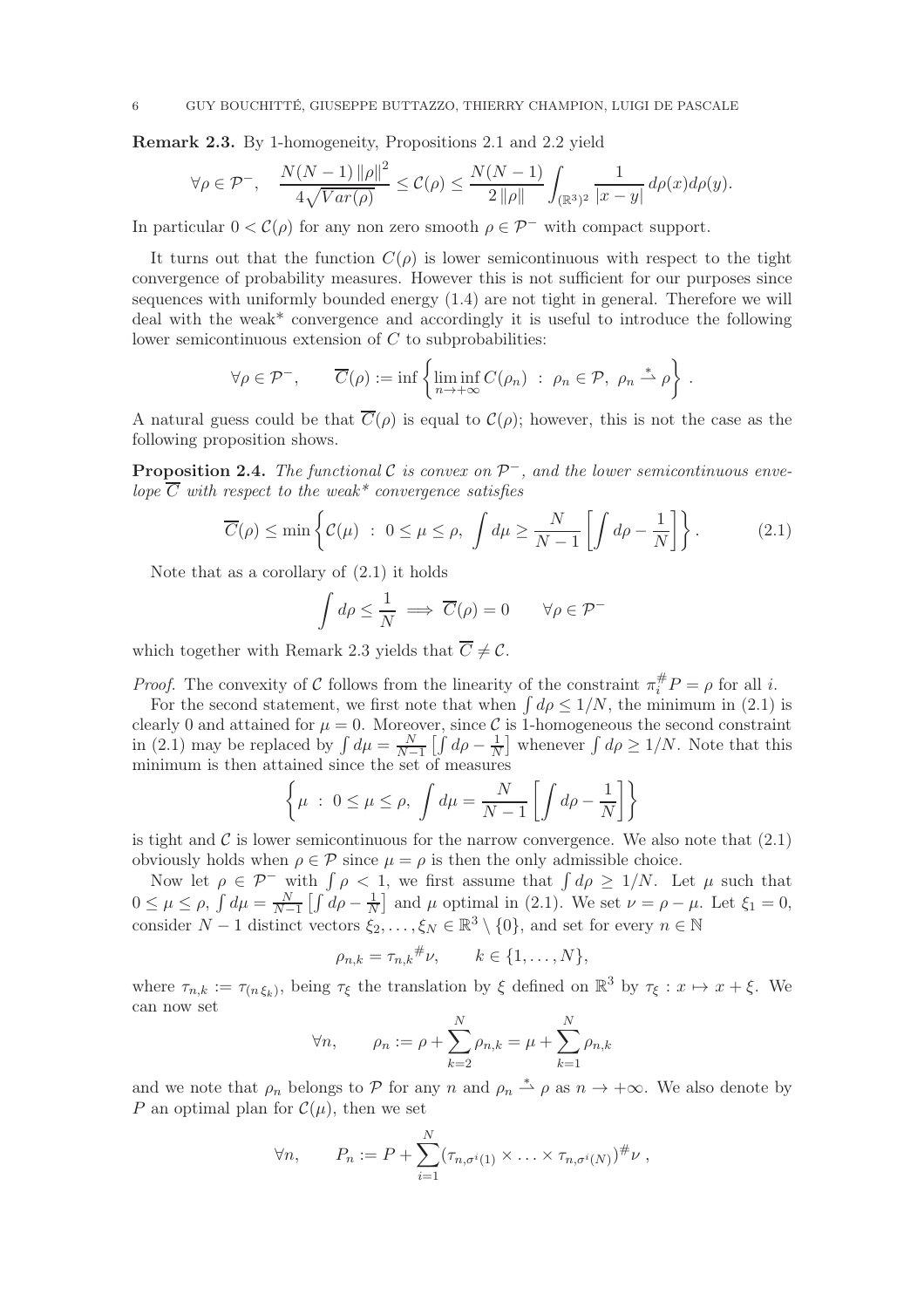**Remark 2.3.** By 1-homogeneity, Propositions 2.1 and 2.2 yield

$$\forall \rho \in \mathcal{P}^-, \quad \frac{N(N-1)\,\|\rho\|^2}{4\sqrt{Var(\rho)}} \le \mathcal{C}(\rho) \le \frac{N(N-1)}{2\,\|\rho\|} \int_{(\mathbb{R}^3)^2} \frac{1}{|x-y|}\, d\rho(x) d\rho(y).$$

In particular $0 < \mathcal{C}(\rho)$ for any non zero smooth $\rho \in \mathcal{P}^-$ with compact support.

It turns out that the function $C(\rho)$ is lower semicontinuous with respect to the tight convergence of probability measures. However this is not sufficient for our purposes since sequences with uniformly bounded energy (1.4) are not tight in general. Therefore we will deal with the weak* convergence and accordingly it is useful to introduce the following lower semicontinuous extension of $C$ to subprobabilities:

$$\forall \rho \in \mathcal{P}^-, \qquad \overline{C}(\rho) := \inf \left\{ \liminf_{n\to+\infty} C(\rho_n) \ : \ \rho_n \in \mathcal{P},\ \rho_n \stackrel{*}{\rightharpoonup} \rho \right\}.$$

A natural guess could be that $\overline{C}(\rho)$ is equal to $\mathcal{C}(\rho)$; however, this is not the case as the following proposition shows.

**Proposition 2.4.** *The functional $\mathcal{C}$ is convex on $\mathcal{P}^-$, and the lower semicontinuous envelope $\overline{C}$ with respect to the weak\* convergence satisfies*

$$\overline{C}(\rho) \le \min \left\{ \mathcal{C}(\mu) \ : \ 0 \le \mu \le \rho,\ \int d\mu \ge \frac{N}{N-1}\left[ \int d\rho - \frac{1}{N} \right] \right\}. \tag{2.1}$$

Note that as a corollary of (2.1) it holds

$$\int d\rho \le \frac{1}{N} \implies \overline{C}(\rho) = 0 \qquad \forall \rho \in \mathcal{P}^-$$

which together with Remark 2.3 yields that $\overline{C} \neq \mathcal{C}$.

*Proof.* The convexity of $\mathcal{C}$ follows from the linearity of the constraint $\pi_i^{\#} P = \rho$ for all $i$.

For the second statement, we first note that when $\int d\rho \le 1/N$, the minimum in (2.1) is clearly 0 and attained for $\mu = 0$. Moreover, since $\mathcal{C}$ is 1-homogeneous the second constraint in (2.1) may be replaced by $\int d\mu = \frac{N}{N-1}\left[\int d\rho - \frac{1}{N}\right]$ whenever $\int d\rho \ge 1/N$. Note that this minimum is then attained since the set of measures

$$\left\{ \mu \ : \ 0 \le \mu \le \rho,\ \int d\mu = \frac{N}{N-1}\left[ \int d\rho - \frac{1}{N} \right] \right\}$$

is tight and $\mathcal{C}$ is lower semicontinuous for the narrow convergence. We also note that (2.1) obviously holds when $\rho \in \mathcal{P}$ since $\mu = \rho$ is then the only admissible choice.

Now let $\rho \in \mathcal{P}^-$ with $\int \rho < 1$, we first assume that $\int d\rho \ge 1/N$. Let $\mu$ such that $0 \le \mu \le \rho$, $\int d\mu = \frac{N}{N-1}\left[\int d\rho - \frac{1}{N}\right]$ and $\mu$ optimal in (2.1). We set $\nu = \rho - \mu$. Let $\xi_1 = 0$, consider $N-1$ distinct vectors $\xi_2, \ldots, \xi_N \in \mathbb{R}^3 \setminus \{0\}$, and set for every $n \in \mathbb{N}$

$$\rho_{n,k} = {\tau_{n,k}}^{\#}\nu, \qquad k \in \{1, \ldots, N\},$$

where $\tau_{n,k} := \tau_{(n\,\xi_k)}$, being $\tau_\xi$ the translation by $\xi$ defined on $\mathbb{R}^3$ by $\tau_\xi : x \mapsto x + \xi$. We can now set

$$\forall n, \qquad \rho_n := \rho + \sum_{k=2}^{N} \rho_{n,k} = \mu + \sum_{k=1}^{N} \rho_{n,k}$$

and we note that $\rho_n$ belongs to $\mathcal{P}$ for any $n$ and $\rho_n \stackrel{*}{\rightharpoonup} \rho$ as $n \to +\infty$. We also denote by $P$ an optimal plan for $\mathcal{C}(\mu)$, then we set

$$\forall n, \qquad P_n := P + \sum_{i=1}^{N} (\tau_{n,\sigma^i(1)} \times \ldots \times \tau_{n,\sigma^i(N)})^{\#}\nu\,,$$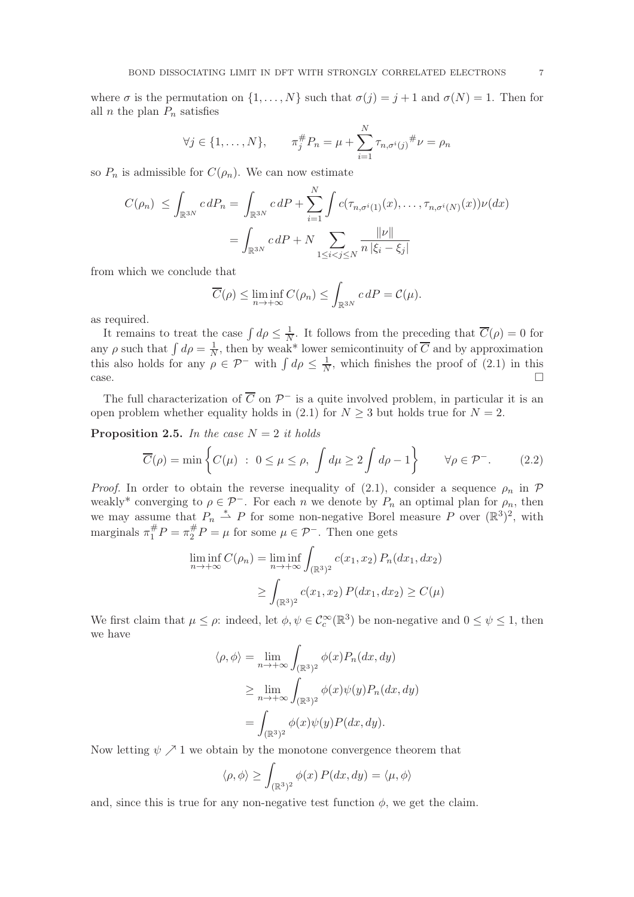where $\sigma$ is the permutation on $\{1, \ldots, N\}$ such that $\sigma(j) = j+1$ and $\sigma(N) = 1$. Then for all $n$ the plan $P_n$ satisfies

$$\forall j \in \{1, \ldots, N\}, \qquad \pi_j^{\#} P_n = \mu + \sum_{i=1}^{N} \tau_{n,\sigma^i(j)}{}^{\#} \nu = \rho_n$$

so $P_n$ is admissible for $C(\rho_n)$. We can now estimate

$$\begin{aligned} C(\rho_n) &\leq \int_{\mathbb{R}^{3N}} c \, dP_n = \int_{\mathbb{R}^{3N}} c \, dP + \sum_{i=1}^{N} \int c(\tau_{n,\sigma^i(1)}(x), \ldots, \tau_{n,\sigma^i(N)}(x)) \nu(dx) \\ &= \int_{\mathbb{R}^{3N}} c \, dP + N \sum_{1 \leq i < j \leq N} \frac{\|\nu\|}{n \, |\xi_i - \xi_j|} \end{aligned}$$

from which we conclude that

$$\overline{C}(\rho) \leq \liminf_{n \to +\infty} C(\rho_n) \leq \int_{\mathbb{R}^{3N}} c \, dP = \mathcal{C}(\mu).$$

as required.

It remains to treat the case $\int d\rho \leq \frac{1}{N}$. It follows from the preceding that $\overline{C}(\rho) = 0$ for any $\rho$ such that $\int d\rho = \frac{1}{N}$, then by weak* lower semicontinuity of $\overline{C}$ and by approximation this also holds for any $\rho \in \mathcal{P}^-$ with $\int d\rho \leq \frac{1}{N}$, which finishes the proof of (2.1) in this case. $\square$

The full characterization of $\overline{C}$ on $\mathcal{P}^-$ is a quite involved problem, in particular it is an open problem whether equality holds in (2.1) for $N \geq 3$ but holds true for $N = 2$.

**Proposition 2.5.** *In the case $N = 2$ it holds*

$$\overline{C}(\rho) = \min \left\{ C(\mu) \ : \ 0 \leq \mu \leq \rho, \ \int d\mu \geq 2 \int d\rho - 1 \right\} \qquad \forall \rho \in \mathcal{P}^-. \tag{2.2}$$

*Proof.* In order to obtain the reverse inequality of (2.1), consider a sequence $\rho_n$ in $\mathcal{P}$ weakly* converging to $\rho \in \mathcal{P}^-$. For each $n$ we denote by $P_n$ an optimal plan for $\rho_n$, then we may assume that $P_n \overset{*}{\rightharpoonup} P$ for some non-negative Borel measure $P$ over $(\mathbb{R}^3)^2$, with marginals $\pi_1^{\#} P = \pi_2^{\#} P = \mu$ for some $\mu \in \mathcal{P}^-$. Then one gets

$$\begin{aligned} \liminf_{n \to +\infty} C(\rho_n) &= \liminf_{n \to +\infty} \int_{(\mathbb{R}^3)^2} c(x_1, x_2) \, P_n(dx_1, dx_2) \\ &\geq \int_{(\mathbb{R}^3)^2} c(x_1, x_2) \, P(dx_1, dx_2) \geq C(\mu) \end{aligned}$$

We first claim that $\mu \leq \rho$: indeed, let $\phi, \psi \in \mathcal{C}_c^\infty(\mathbb{R}^3)$ be non-negative and $0 \leq \psi \leq 1$, then we have

$$\begin{aligned} \langle \rho, \phi \rangle &= \lim_{n \to +\infty} \int_{(\mathbb{R}^3)^2} \phi(x) P_n(dx, dy) \\ &\geq \lim_{n \to +\infty} \int_{(\mathbb{R}^3)^2} \phi(x) \psi(y) P_n(dx, dy) \\ &= \int_{(\mathbb{R}^3)^2} \phi(x) \psi(y) P(dx, dy). \end{aligned}$$

Now letting $\psi \nearrow 1$ we obtain by the monotone convergence theorem that

$$\langle \rho, \phi \rangle \geq \int_{(\mathbb{R}^3)^2} \phi(x) \, P(dx, dy) = \langle \mu, \phi \rangle$$

and, since this is true for any non-negative test function $\phi$, we get the claim.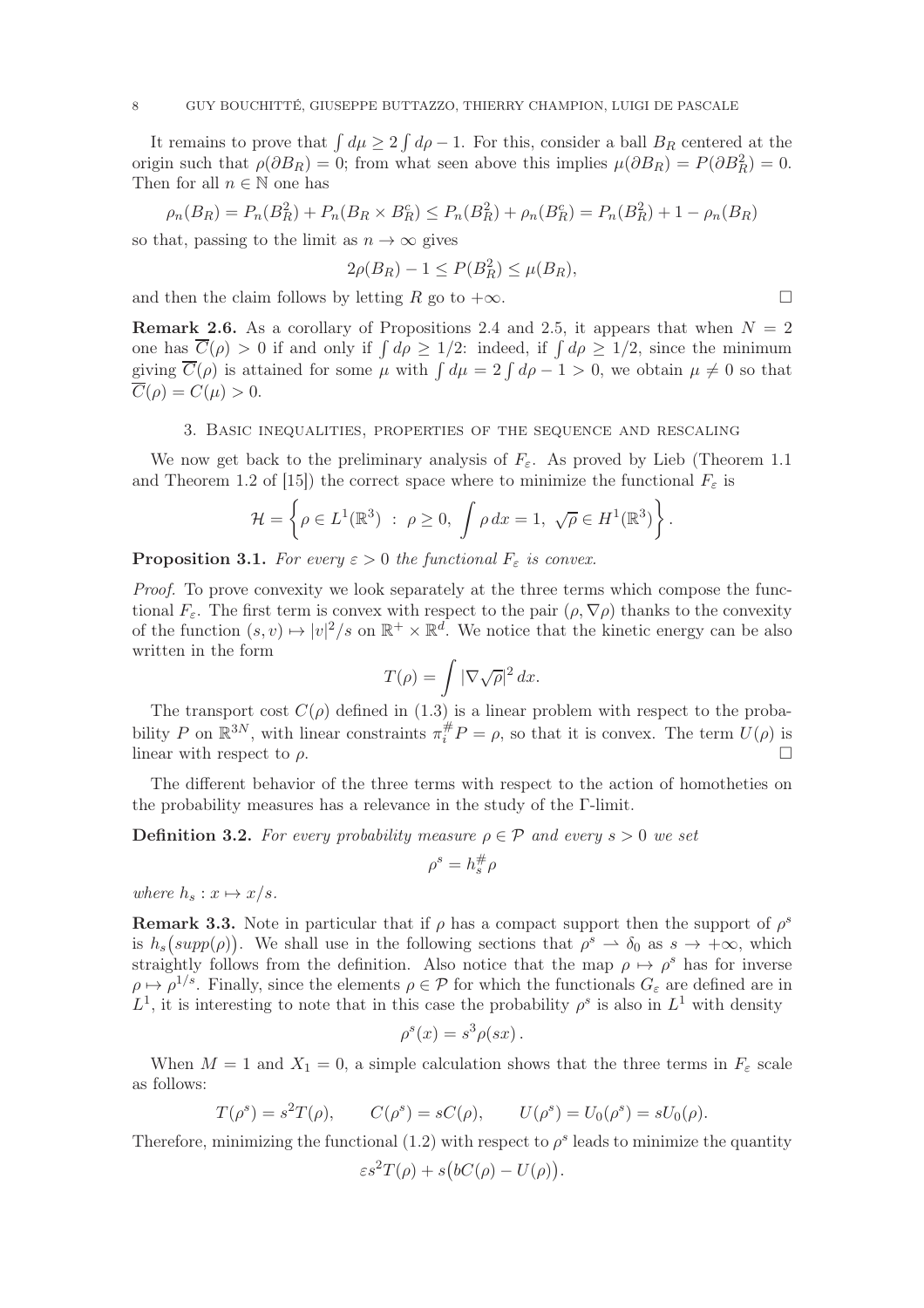It remains to prove that $\int d\mu \geq 2\int d\rho - 1$. For this, consider a ball $B_R$ centered at the origin such that $\rho(\partial B_R) = 0$; from what seen above this implies $\mu(\partial B_R) = P(\partial B_R^2) = 0$. Then for all $n \in \mathbb{N}$ one has

$$\rho_n(B_R) = P_n(B_R^2) + P_n(B_R \times B_R^c) \leq P_n(B_R^2) + \rho_n(B_R^c) = P_n(B_R^2) + 1 - \rho_n(B_R)$$

so that, passing to the limit as $n \to \infty$ gives

$$2\rho(B_R) - 1 \leq P(B_R^2) \leq \mu(B_R),$$

and then the claim follows by letting $R$ go to $+\infty$. $\square$

**Remark 2.6.** As a corollary of Propositions 2.4 and 2.5, it appears that when $N = 2$ one has $\overline{C}(\rho) > 0$ if and only if $\int d\rho \geq 1/2$: indeed, if $\int d\rho \geq 1/2$, since the minimum giving $\overline{C}(\rho)$ is attained for some $\mu$ with $\int d\mu = 2\int d\rho - 1 > 0$, we obtain $\mu \neq 0$ so that $\overline{C}(\rho) = C(\mu) > 0$.

## 3. Basic inequalities, properties of the sequence and rescaling

We now get back to the preliminary analysis of $F_\varepsilon$. As proved by Lieb (Theorem 1.1 and Theorem 1.2 of [15]) the correct space where to minimize the functional $F_\varepsilon$ is

$$\mathcal{H} = \left\{ \rho \in L^1(\mathbb{R}^3) \;:\; \rho \geq 0,\; \int \rho\,dx = 1,\; \sqrt{\rho} \in H^1(\mathbb{R}^3) \right\}.$$

**Proposition 3.1.** *For every $\varepsilon > 0$ the functional $F_\varepsilon$ is convex.*

*Proof.* To prove convexity we look separately at the three terms which compose the functional $F_\varepsilon$. The first term is convex with respect to the pair $(\rho, \nabla\rho)$ thanks to the convexity of the function $(s, v) \mapsto |v|^2/s$ on $\mathbb{R}^+ \times \mathbb{R}^d$. We notice that the kinetic energy can be also written in the form

$$T(\rho) = \int |\nabla\sqrt{\rho}|^2\,dx.$$

The transport cost $C(\rho)$ defined in (1.3) is a linear problem with respect to the probability $P$ on $\mathbb{R}^{3N}$, with linear constraints $\pi_i^\# P = \rho$, so that it is convex. The term $U(\rho)$ is linear with respect to $\rho$. $\square$

The different behavior of the three terms with respect to the action of homotheties on the probability measures has a relevance in the study of the $\Gamma$-limit.

**Definition 3.2.** *For every probability measure $\rho \in \mathcal{P}$ and every $s > 0$ we set*

$$\rho^s = h_s^\# \rho$$

*where $h_s : x \mapsto x/s$.*

**Remark 3.3.** Note in particular that if $\rho$ has a compact support then the support of $\rho^s$ is $h_s\big(supp(\rho)\big)$. We shall use in the following sections that $\rho^s \rightharpoonup \delta_0$ as $s \to +\infty$, which straightly follows from the definition. Also notice that the map $\rho \mapsto \rho^s$ has for inverse $\rho \mapsto \rho^{1/s}$. Finally, since the elements $\rho \in \mathcal{P}$ for which the functionals $G_\varepsilon$ are defined are in $L^1$, it is interesting to note that in this case the probability $\rho^s$ is also in $L^1$ with density

$$\rho^s(x) = s^3\rho(sx)\,.$$

When $M = 1$ and $X_1 = 0$, a simple calculation shows that the three terms in $F_\varepsilon$ scale as follows:

$$T(\rho^s) = s^2 T(\rho), \qquad C(\rho^s) = sC(\rho), \qquad U(\rho^s) = U_0(\rho^s) = sU_0(\rho).$$

Therefore, minimizing the functional (1.2) with respect to $\rho^s$ leads to minimize the quantity

$$\varepsilon s^2 T(\rho) + s\big(bC(\rho) - U(\rho)\big).$$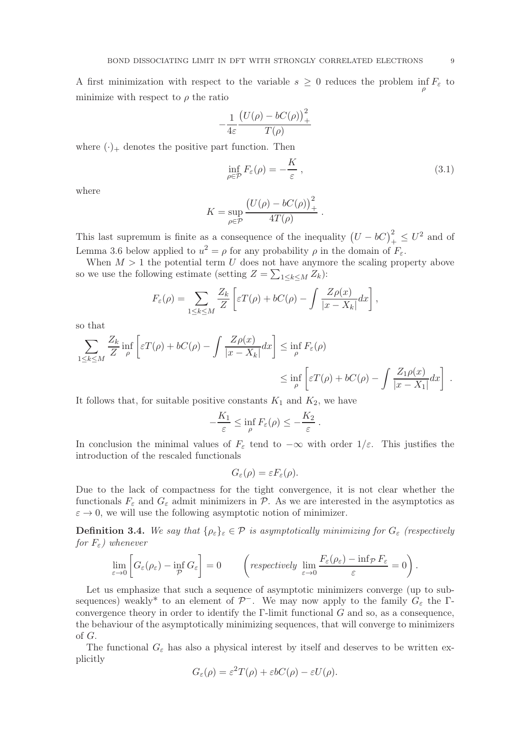A first minimization with respect to the variable $s \geq 0$ reduces the problem $\inf_\rho F_\varepsilon$ to minimize with respect to $\rho$ the ratio

$$-\frac{1}{4\varepsilon}\frac{\big(U(\rho)-bC(\rho)\big)_+^2}{T(\rho)}$$

where $(\cdot)_+$ denotes the positive part function. Then

$$\inf_{\rho\in\mathcal{P}} F_\varepsilon(\rho) = -\frac{K}{\varepsilon}\ , \tag{3.1}$$

where

$$K = \sup_{\rho\in\mathcal{P}} \frac{\big(U(\rho)-bC(\rho)\big)_+^2}{4T(\rho)}\ .$$

This last supremum is finite as a consequence of the inequality $\big(U-bC\big)_+^2 \leq U^2$ and of Lemma 3.6 below applied to $u^2=\rho$ for any probability $\rho$ in the domain of $F_\varepsilon$.

When $M>1$ the potential term $U$ does not have anymore the scaling property above so we use the following estimate (setting $Z=\sum_{1\leq k\leq M} Z_k$):

$$F_\varepsilon(\rho) = \sum_{1\leq k\leq M} \frac{Z_k}{Z}\left[\varepsilon T(\rho) + bC(\rho) - \int \frac{Z\rho(x)}{|x-X_k|}dx\right],$$

so that

$$\sum_{1\leq k\leq M} \frac{Z_k}{Z}\inf_\rho\left[\varepsilon T(\rho) + bC(\rho) - \int \frac{Z\rho(x)}{|x-X_k|}dx\right] \leq \inf_\rho F_\varepsilon(\rho)$$
$$\leq \inf_\rho\left[\varepsilon T(\rho) + bC(\rho) - \int \frac{Z_1\rho(x)}{|x-X_1|}dx\right]\ .$$

It follows that, for suitable positive constants $K_1$ and $K_2$, we have

$$-\frac{K_1}{\varepsilon} \leq \inf_\rho F_\varepsilon(\rho) \leq -\frac{K_2}{\varepsilon}\ .$$

In conclusion the minimal values of $F_\varepsilon$ tend to $-\infty$ with order $1/\varepsilon$. This justifies the introduction of the rescaled functionals

$$G_\varepsilon(\rho) = \varepsilon F_\varepsilon(\rho).$$

Due to the lack of compactness for the tight convergence, it is not clear whether the functionals $F_\varepsilon$ and $G_\varepsilon$ admit minimizers in $\mathcal{P}$. As we are interested in the asymptotics as $\varepsilon\to 0$, we will use the following asymptotic notion of minimizer.

**Definition 3.4.** *We say that $\{\rho_\varepsilon\}_\varepsilon \in \mathcal{P}$ is asymptotically minimizing for $G_\varepsilon$ (respectively for $F_\varepsilon$) whenever*

$$\lim_{\varepsilon\to 0}\left[G_\varepsilon(\rho_\varepsilon) - \inf_{\mathcal{P}} G_\varepsilon\right] = 0 \qquad \left(\textit{respectively}\ \lim_{\varepsilon\to 0}\frac{F_\varepsilon(\rho_\varepsilon)-\inf_{\mathcal{P}} F_\varepsilon}{\varepsilon} = 0\right).$$

Let us emphasize that such a sequence of asymptotic minimizers converge (up to subsequences) weakly* to an element of $\mathcal{P}^-$. We may now apply to the family $G_\varepsilon$ the $\Gamma$-convergence theory in order to identify the $\Gamma$-limit functional $G$ and so, as a consequence, the behaviour of the asymptotically minimizing sequences, that will converge to minimizers of $G$.

The functional $G_\varepsilon$ has also a physical interest by itself and deserves to be written explicitly

$$G_\varepsilon(\rho) = \varepsilon^2 T(\rho) + \varepsilon bC(\rho) - \varepsilon U(\rho).$$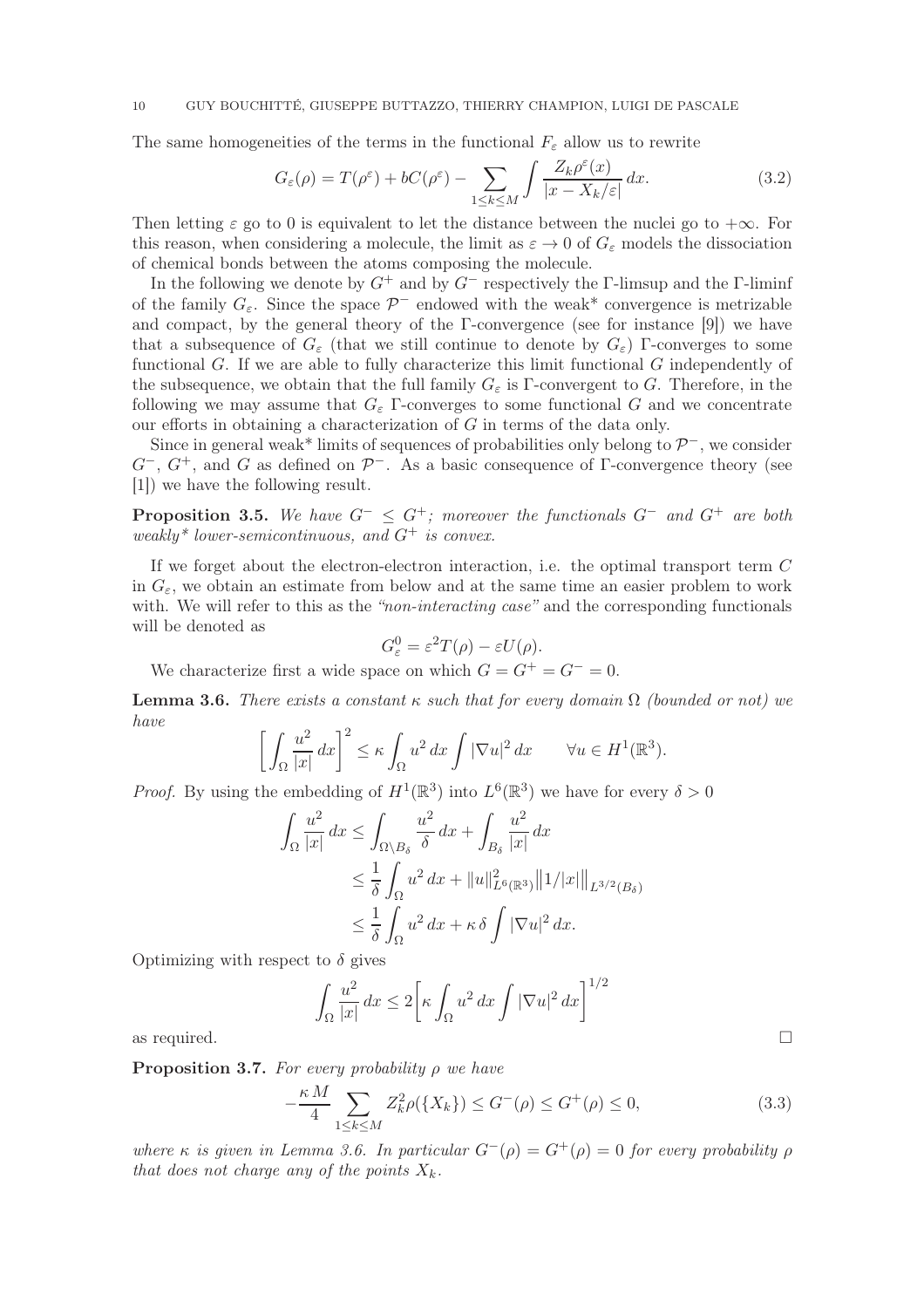The same homogeneities of the terms in the functional $F_\varepsilon$ allow us to rewrite

$$G_\varepsilon(\rho) = T(\rho^\varepsilon) + bC(\rho^\varepsilon) - \sum_{1\le k\le M} \int \frac{Z_k \rho^\varepsilon(x)}{|x - X_k/\varepsilon|}\,dx. \tag{3.2}$$

Then letting $\varepsilon$ go to 0 is equivalent to let the distance between the nuclei go to $+\infty$. For this reason, when considering a molecule, the limit as $\varepsilon \to 0$ of $G_\varepsilon$ models the dissociation of chemical bonds between the atoms composing the molecule.

In the following we denote by $G^+$ and by $G^-$ respectively the $\Gamma$-limsup and the $\Gamma$-liminf of the family $G_\varepsilon$. Since the space $\mathcal{P}^-$ endowed with the weak* convergence is metrizable and compact, by the general theory of the $\Gamma$-convergence (see for instance [9]) we have that a subsequence of $G_\varepsilon$ (that we still continue to denote by $G_\varepsilon$) $\Gamma$-converges to some functional $G$. If we are able to fully characterize this limit functional $G$ independently of the subsequence, we obtain that the full family $G_\varepsilon$ is $\Gamma$-convergent to $G$. Therefore, in the following we may assume that $G_\varepsilon$ $\Gamma$-converges to some functional $G$ and we concentrate our efforts in obtaining a characterization of $G$ in terms of the data only.

Since in general weak* limits of sequences of probabilities only belong to $\mathcal{P}^-$, we consider $G^-$, $G^+$, and $G$ as defined on $\mathcal{P}^-$. As a basic consequence of $\Gamma$-convergence theory (see [1]) we have the following result.

**Proposition 3.5.** *We have $G^- \le G^+$; moreover the functionals $G^-$ and $G^+$ are both weakly* lower-semicontinuous, and $G^+$ is convex.*

If we forget about the electron-electron interaction, i.e. the optimal transport term $C$ in $G_\varepsilon$, we obtain an estimate from below and at the same time an easier problem to work with. We will refer to this as the *"non-interacting case"* and the corresponding functionals will be denoted as

$$G^0_\varepsilon = \varepsilon^2 T(\rho) - \varepsilon U(\rho).$$

We characterize first a wide space on which $G = G^+ = G^- = 0$.

**Lemma 3.6.** *There exists a constant $\kappa$ such that for every domain $\Omega$ (bounded or not) we have*

$$\left[\int_\Omega \frac{u^2}{|x|}\,dx\right]^2 \le \kappa \int_\Omega u^2\,dx \int |\nabla u|^2\,dx \qquad \forall u \in H^1(\mathbb{R}^3).$$

*Proof.* By using the embedding of $H^1(\mathbb{R}^3)$ into $L^6(\mathbb{R}^3)$ we have for every $\delta > 0$

$$\begin{aligned}
\int_\Omega \frac{u^2}{|x|}\,dx &\le \int_{\Omega\setminus B_\delta} \frac{u^2}{\delta}\,dx + \int_{B_\delta} \frac{u^2}{|x|}\,dx \\
&\le \frac{1}{\delta}\int_\Omega u^2\,dx + \|u\|^2_{L^6(\mathbb{R}^3)} \big\|1/|x|\big\|_{L^{3/2}(B_\delta)} \\
&\le \frac{1}{\delta}\int_\Omega u^2\,dx + \kappa\,\delta \int |\nabla u|^2\,dx.
\end{aligned}$$

Optimizing with respect to $\delta$ gives

$$\int_\Omega \frac{u^2}{|x|}\,dx \le 2\left[\kappa \int_\Omega u^2\,dx \int |\nabla u|^2\,dx\right]^{1/2}$$

as required. $\square$

**Proposition 3.7.** *For every probability $\rho$ we have*

$$-\frac{\kappa M}{4} \sum_{1\le k\le M} Z_k^2 \rho(\{X_k\}) \le G^-(\rho) \le G^+(\rho) \le 0, \tag{3.3}$$

*where $\kappa$ is given in Lemma 3.6. In particular $G^-(\rho) = G^+(\rho) = 0$ for every probability $\rho$ that does not charge any of the points $X_k$.*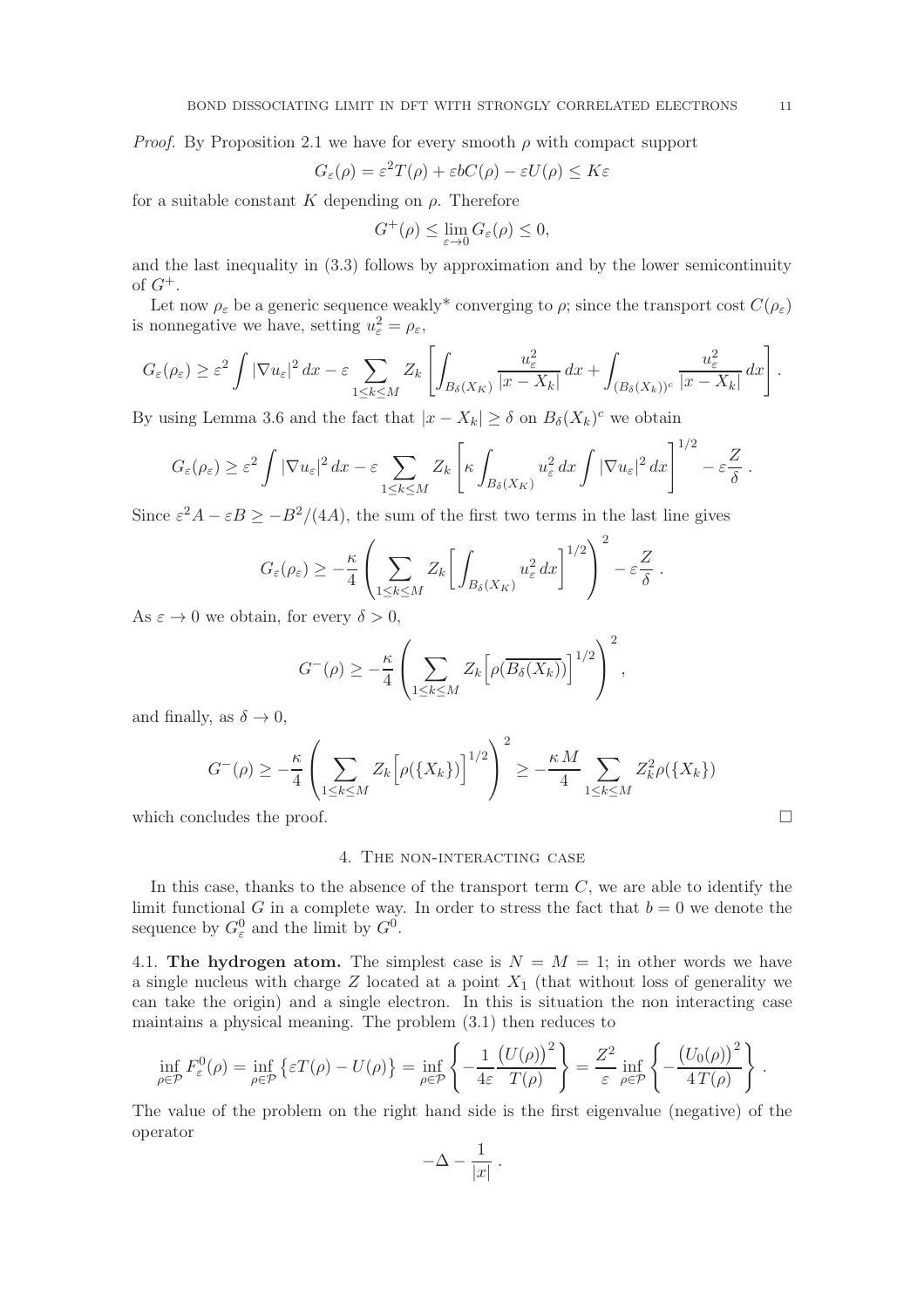*Proof.* By Proposition 2.1 we have for every smooth $\rho$ with compact support

$$G_\varepsilon(\rho) = \varepsilon^2 T(\rho) + \varepsilon b C(\rho) - \varepsilon U(\rho) \leq K\varepsilon$$

for a suitable constant $K$ depending on $\rho$. Therefore

$$G^+(\rho) \leq \lim_{\varepsilon\to 0} G_\varepsilon(\rho) \leq 0,$$

and the last inequality in (3.3) follows by approximation and by the lower semicontinuity of $G^+$.

Let now $\rho_\varepsilon$ be a generic sequence weakly* converging to $\rho$; since the transport cost $C(\rho_\varepsilon)$ is nonnegative we have, setting $u_\varepsilon^2 = \rho_\varepsilon$,

$$G_\varepsilon(\rho_\varepsilon) \geq \varepsilon^2 \int |\nabla u_\varepsilon|^2\,dx - \varepsilon \sum_{1\leq k\leq M} Z_k \left[\int_{B_\delta(X_K)} \frac{u_\varepsilon^2}{|x-X_k|}\,dx + \int_{(B_\delta(X_k))^c} \frac{u_\varepsilon^2}{|x-X_k|}\,dx\right].$$

By using Lemma 3.6 and the fact that $|x-X_k| \geq \delta$ on $B_\delta(X_k)^c$ we obtain

$$G_\varepsilon(\rho_\varepsilon) \geq \varepsilon^2 \int |\nabla u_\varepsilon|^2\,dx - \varepsilon \sum_{1\leq k\leq M} Z_k \left[\kappa \int_{B_\delta(X_K)} u_\varepsilon^2\,dx \int |\nabla u_\varepsilon|^2\,dx\right]^{1/2} - \varepsilon\frac{Z}{\delta}\,.$$

Since $\varepsilon^2 A - \varepsilon B \geq -B^2/(4A)$, the sum of the first two terms in the last line gives

$$G_\varepsilon(\rho_\varepsilon) \geq -\frac{\kappa}{4}\left(\sum_{1\leq k\leq M} Z_k \left[\int_{B_\delta(X_K)} u_\varepsilon^2\,dx\right]^{1/2}\right)^2 - \varepsilon\frac{Z}{\delta}\,.$$

As $\varepsilon \to 0$ we obtain, for every $\delta > 0$,

$$G^-(\rho) \geq -\frac{\kappa}{4}\left(\sum_{1\leq k\leq M} Z_k \Big[\rho(\overline{B_\delta(X_k)})\Big]^{1/2}\right)^2,$$

and finally, as $\delta \to 0$,

$$G^-(\rho) \geq -\frac{\kappa}{4}\left(\sum_{1\leq k\leq M} Z_k \Big[\rho(\{X_k\})\Big]^{1/2}\right)^2 \geq -\frac{\kappa\, M}{4}\sum_{1\leq k\leq M} Z_k^2 \rho(\{X_k\})$$

which concludes the proof. $\square$

## 4. The non-interacting case

In this case, thanks to the absence of the transport term $C$, we are able to identify the limit functional $G$ in a complete way. In order to stress the fact that $b = 0$ we denote the sequence by $G_\varepsilon^0$ and the limit by $G^0$.

4.1. **The hydrogen atom.** The simplest case is $N = M = 1$; in other words we have a single nucleus with charge $Z$ located at a point $X_1$ (that without loss of generality we can take the origin) and a single electron. In this is situation the non interacting case maintains a physical meaning. The problem (3.1) then reduces to

$$\inf_{\rho\in\mathcal{P}} F_\varepsilon^0(\rho) = \inf_{\rho\in\mathcal{P}} \big\{\varepsilon T(\rho) - U(\rho)\big\} = \inf_{\rho\in\mathcal{P}}\left\{-\frac{1}{4\varepsilon}\frac{\big(U(\rho)\big)^2}{T(\rho)}\right\} = \frac{Z^2}{\varepsilon}\inf_{\rho\in\mathcal{P}}\left\{-\frac{\big(U_0(\rho)\big)^2}{4\,T(\rho)}\right\}.$$

The value of the problem on the right hand side is the first eigenvalue (negative) of the operator

$$-\Delta - \frac{1}{|x|}\,.$$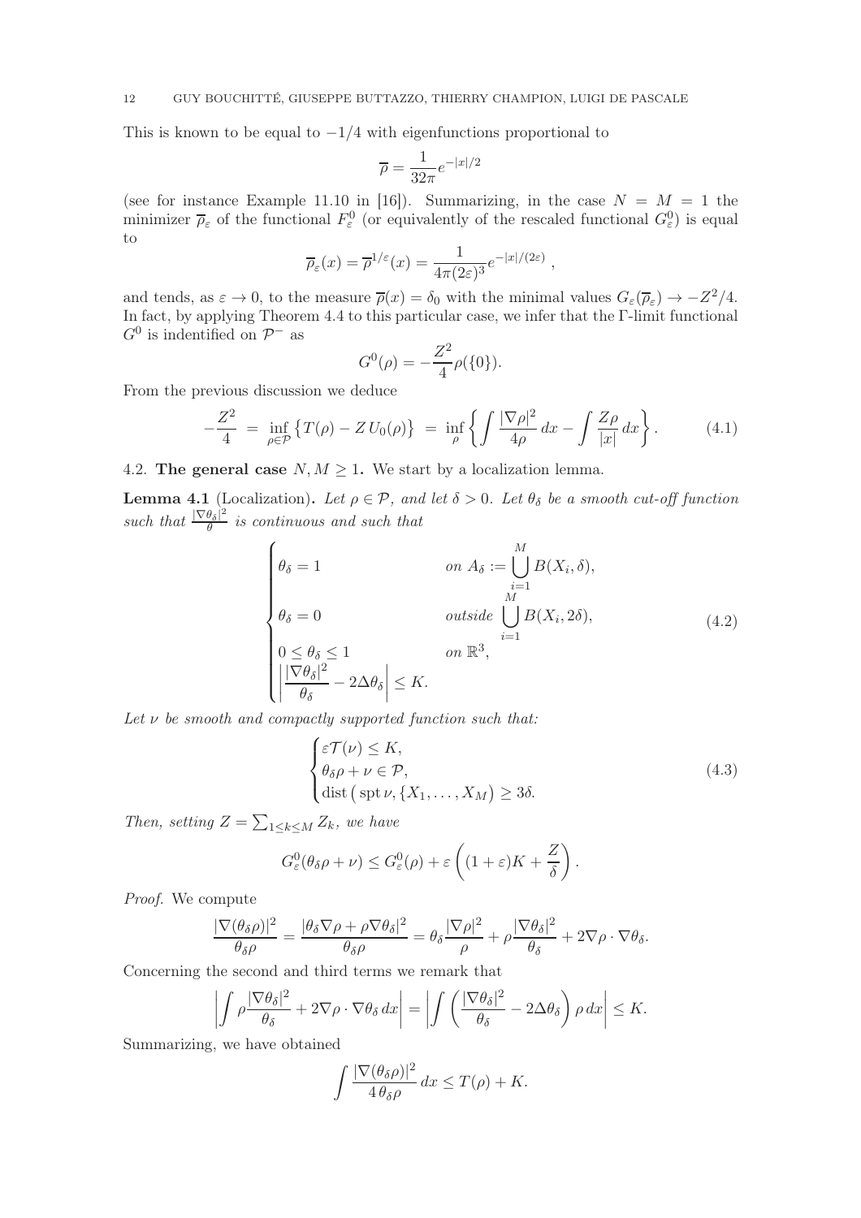This is known to be equal to $-1/4$ with eigenfunctions proportional to

$$\overline{\rho} = \frac{1}{32\pi} e^{-|x|/2}$$

(see for instance Example 11.10 in [16]). Summarizing, in the case $N = M = 1$ the minimizer $\overline{\rho}_\varepsilon$ of the functional $F_\varepsilon^0$ (or equivalently of the rescaled functional $G_\varepsilon^0$) is equal to

$$\overline{\rho}_\varepsilon(x) = \overline{\rho}^{1/\varepsilon}(x) = \frac{1}{4\pi(2\varepsilon)^3} e^{-|x|/(2\varepsilon)} \ ,$$

and tends, as $\varepsilon \to 0$, to the measure $\overline{\rho}(x) = \delta_0$ with the minimal values $G_\varepsilon(\overline{\rho}_\varepsilon) \to -Z^2/4$. In fact, by applying Theorem 4.4 to this particular case, we infer that the Γ-limit functional $G^0$ is indentified on $\mathcal{P}^-$ as

$$G^0(\rho) = -\frac{Z^2}{4}\rho(\{0\}).$$

From the previous discussion we deduce

$$-\frac{Z^2}{4} \ = \ \inf_{\rho\in\mathcal{P}} \big\{ T(\rho) - Z\, U_0(\rho) \big\} \ = \ \inf_\rho \left\{ \int \frac{|\nabla \rho|^2}{4\rho}\, dx - \int \frac{Z\rho}{|x|}\, dx \right\}. \tag{4.1}$$

## 4.2. The general case $N, M \geq 1$.

We start by a localization lemma.

**Lemma 4.1** (Localization). *Let $\rho \in \mathcal{P}$, and let $\delta > 0$. Let $\theta_\delta$ be a smooth cut-off function such that $\frac{|\nabla\theta_\delta|^2}{\theta}$ is continuous and such that*

$$\begin{cases} \theta_\delta = 1 & \text{on } A_\delta := \displaystyle\bigcup_{i=1}^M B(X_i, \delta), \\ \theta_\delta = 0 & \text{outside } \displaystyle\bigcup_{i=1}^M B(X_i, 2\delta), \\ 0 \leq \theta_\delta \leq 1 & \text{on } \mathbb{R}^3, \\ \left| \dfrac{|\nabla\theta_\delta|^2}{\theta_\delta} - 2\Delta\theta_\delta \right| \leq K. \end{cases} \tag{4.2}$$

*Let $\nu$ be smooth and compactly supported function such that:*

$$\begin{cases} \varepsilon \mathcal{T}(\nu) \leq K, \\ \theta_\delta \rho + \nu \in \mathcal{P}, \\ \operatorname{dist}\big(\operatorname{spt}\nu, \{X_1, \dots, X_M\}\big) \geq 3\delta. \end{cases} \tag{4.3}$$

*Then, setting $Z = \sum_{1\leq k\leq M} Z_k$, we have*

$$G_\varepsilon^0(\theta_\delta\rho + \nu) \leq G_\varepsilon^0(\rho) + \varepsilon\left( (1+\varepsilon)K + \frac{Z}{\delta} \right).$$

*Proof.* We compute

$$\frac{|\nabla(\theta_\delta\rho)|^2}{\theta_\delta\rho} = \frac{|\theta_\delta\nabla\rho + \rho\nabla\theta_\delta|^2}{\theta_\delta\rho} = \theta_\delta\frac{|\nabla\rho|^2}{\rho} + \rho\frac{|\nabla\theta_\delta|^2}{\theta_\delta} + 2\nabla\rho\cdot\nabla\theta_\delta.$$

Concerning the second and third terms we remark that

$$\left| \int \rho\frac{|\nabla\theta_\delta|^2}{\theta_\delta} + 2\nabla\rho\cdot\nabla\theta_\delta\, dx \right| = \left| \int \left( \frac{|\nabla\theta_\delta|^2}{\theta_\delta} - 2\Delta\theta_\delta \right)\rho\, dx \right| \leq K.$$

Summarizing, we have obtained

$$\int \frac{|\nabla(\theta_\delta\rho)|^2}{4\,\theta_\delta\rho}\, dx \leq T(\rho) + K.$$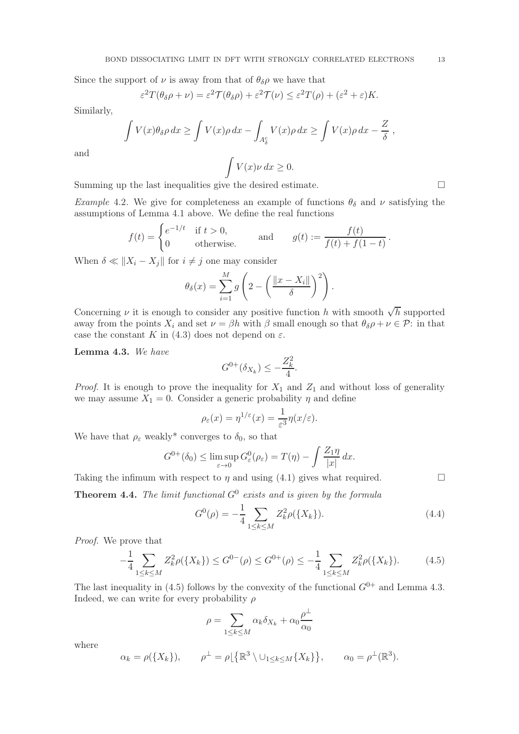Since the support of $\nu$ is away from that of $\theta_\delta\rho$ we have that

$$\varepsilon^2 T(\theta_\delta\rho + \nu) = \varepsilon^2\mathcal{T}(\theta_\delta\rho) + \varepsilon^2\mathcal{T}(\nu) \le \varepsilon^2 T(\rho) + (\varepsilon^2 + \varepsilon)K.$$

Similarly,

$$\int V(x)\theta_\delta\rho\,dx \ge \int V(x)\rho\,dx - \int_{A_\delta^c} V(x)\rho\,dx \ge \int V(x)\rho\,dx - \frac{Z}{\delta}\,,$$

and

$$\int V(x)\nu\,dx \ge 0.$$

Summing up the last inequalities give the desired estimate. $\square$

*Example* 4.2. We give for completeness an example of functions $\theta_\delta$ and $\nu$ satisfying the assumptions of Lemma 4.1 above. We define the real functions

$$f(t) = \begin{cases} e^{-1/t} & \text{if } t > 0, \\ 0 & \text{otherwise.} \end{cases} \qquad \text{and} \qquad g(t) := \frac{f(t)}{f(t) + f(1-t)}\,.$$

When $\delta \ll \|X_i - X_j\|$ for $i \neq j$ one may consider

$$\theta_\delta(x) = \sum_{i=1}^M g\left(2 - \left(\frac{\|x - X_i\|}{\delta}\right)^2\right).$$

Concerning $\nu$ it is enough to consider any positive function $h$ with smooth $\sqrt{h}$ supported away from the points $X_i$ and set $\nu = \beta h$ with $\beta$ small enough so that $\theta_\delta\rho + \nu \in \mathcal{P}$: in that case the constant $K$ in (4.3) does not depend on $\varepsilon$.

**Lemma 4.3.** *We have*

$$G^{0+}(\delta_{X_k}) \le -\frac{Z_k^2}{4}.$$

*Proof.* It is enough to prove the inequality for $X_1$ and $Z_1$ and without loss of generality we may assume $X_1 = 0$. Consider a generic probability $\eta$ and define

$$\rho_\varepsilon(x) = \eta^{1/\varepsilon}(x) = \frac{1}{\varepsilon^3}\eta(x/\varepsilon).$$

We have that $\rho_\varepsilon$ weakly* converges to $\delta_0$, so that

$$G^{0+}(\delta_0) \le \limsup_{\varepsilon\to 0} G_\varepsilon^0(\rho_\varepsilon) = T(\eta) - \int \frac{Z_1\eta}{|x|}\,dx.$$

Taking the infimum with respect to $\eta$ and using (4.1) gives what required. $\square$

**Theorem 4.4.** *The limit functional $G^0$ exists and is given by the formula*

$$G^0(\rho) = -\frac{1}{4}\sum_{1\le k\le M} Z_k^2\rho(\{X_k\}). \tag{4.4}$$

*Proof.* We prove that

$$-\frac{1}{4}\sum_{1\le k\le M} Z_k^2\rho(\{X_k\}) \le G^{0-}(\rho) \le G^{0+}(\rho) \le -\frac{1}{4}\sum_{1\le k\le M} Z_k^2\rho(\{X_k\}). \tag{4.5}$$

The last inequality in (4.5) follows by the convexity of the functional $G^{0+}$ and Lemma 4.3. Indeed, we can write for every probability $\rho$

$$\rho = \sum_{1\le k\le M}\alpha_k\delta_{X_k} + \alpha_0\frac{\rho^\perp}{\alpha_0}$$

where

$$\alpha_k = \rho(\{X_k\}), \qquad \rho^\perp = \rho\lfloor\{\mathbb{R}^3 \setminus \cup_{1\le k\le M}\{X_k\}\}, \qquad \alpha_0 = \rho^\perp(\mathbb{R}^3).$$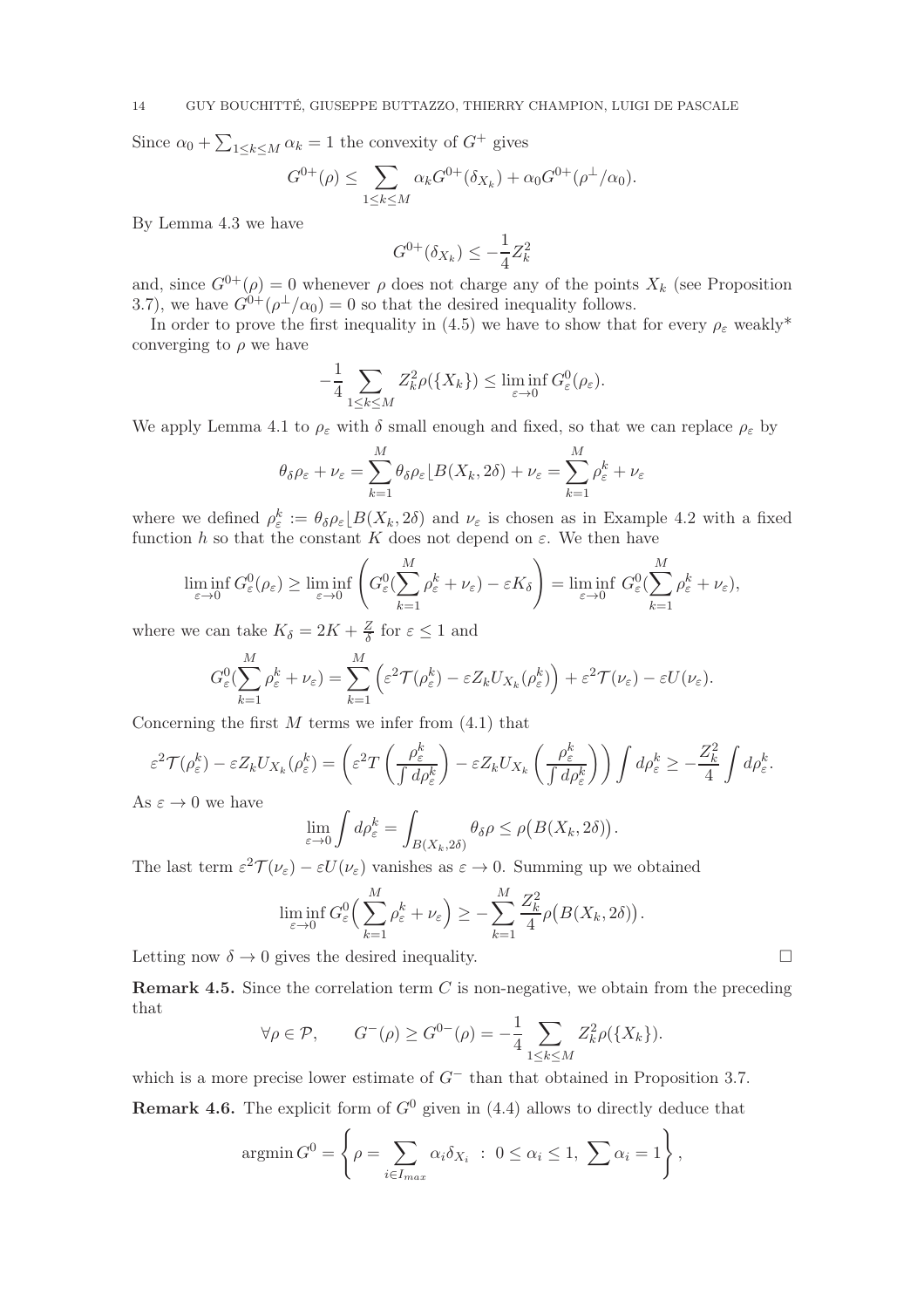Since $\alpha_0 + \sum_{1\le k\le M} \alpha_k = 1$ the convexity of $G^+$ gives

$$G^{0+}(\rho) \le \sum_{1\le k\le M} \alpha_k G^{0+}(\delta_{X_k}) + \alpha_0 G^{0+}(\rho^\perp/\alpha_0).$$

By Lemma 4.3 we have

$$G^{0+}(\delta_{X_k}) \le -\frac{1}{4}Z_k^2$$

and, since $G^{0+}(\rho) = 0$ whenever $\rho$ does not charge any of the points $X_k$ (see Proposition 3.7), we have $G^{0+}(\rho^\perp/\alpha_0) = 0$ so that the desired inequality follows.

In order to prove the first inequality in (4.5) we have to show that for every $\rho_\varepsilon$ weakly\* converging to $\rho$ we have

$$-\frac{1}{4}\sum_{1\le k\le M} Z_k^2 \rho(\{X_k\}) \le \liminf_{\varepsilon\to 0} G^0_\varepsilon(\rho_\varepsilon).$$

We apply Lemma 4.1 to $\rho_\varepsilon$ with $\delta$ small enough and fixed, so that we can replace $\rho_\varepsilon$ by

$$\theta_\delta\rho_\varepsilon + \nu_\varepsilon = \sum_{k=1}^M \theta_\delta\rho_\varepsilon \lfloor B(X_k, 2\delta) + \nu_\varepsilon = \sum_{k=1}^M \rho^k_\varepsilon + \nu_\varepsilon$$

where we defined $\rho^k_\varepsilon := \theta_\delta\rho_\varepsilon\lfloor B(X_k, 2\delta)$ and $\nu_\varepsilon$ is chosen as in Example 4.2 with a fixed function $h$ so that the constant $K$ does not depend on $\varepsilon$. We then have

$$\liminf_{\varepsilon\to 0} G^0_\varepsilon(\rho_\varepsilon) \ge \liminf_{\varepsilon\to 0}\left(G^0_\varepsilon(\sum_{k=1}^M \rho^k_\varepsilon + \nu_\varepsilon) - \varepsilon K_\delta\right) = \liminf_{\varepsilon\to 0}\, G^0_\varepsilon(\sum_{k=1}^M \rho^k_\varepsilon + \nu_\varepsilon),$$

where we can take $K_\delta = 2K + \frac{Z}{\delta}$ for $\varepsilon \le 1$ and

$$G^0_\varepsilon(\sum_{k=1}^M \rho^k_\varepsilon + \nu_\varepsilon) = \sum_{k=1}^M \left(\varepsilon^2\mathcal{T}(\rho^k_\varepsilon) - \varepsilon Z_k U_{X_k}(\rho^k_\varepsilon)\right) + \varepsilon^2\mathcal{T}(\nu_\varepsilon) - \varepsilon U(\nu_\varepsilon).$$

Concerning the first $M$ terms we infer from (4.1) that

$$\varepsilon^2\mathcal{T}(\rho^k_\varepsilon) - \varepsilon Z_k U_{X_k}(\rho^k_\varepsilon) = \left(\varepsilon^2 T\left(\frac{\rho^k_\varepsilon}{\int d\rho^k_\varepsilon}\right) - \varepsilon Z_k U_{X_k}\left(\frac{\rho^k_\varepsilon}{\int d\rho^k_\varepsilon}\right)\right)\int d\rho^k_\varepsilon \ge -\frac{Z_k^2}{4}\int d\rho^k_\varepsilon.$$

As $\varepsilon \to 0$ we have

$$\lim_{\varepsilon\to 0}\int d\rho^k_\varepsilon = \int_{B(X_k,2\delta)} \theta_\delta\rho \le \rho\big(B(X_k, 2\delta)\big).$$

The last term $\varepsilon^2\mathcal{T}(\nu_\varepsilon) - \varepsilon U(\nu_\varepsilon)$ vanishes as $\varepsilon \to 0$. Summing up we obtained

$$\liminf_{\varepsilon\to 0} G^0_\varepsilon\Big(\sum_{k=1}^M \rho^k_\varepsilon + \nu_\varepsilon\Big) \ge -\sum_{k=1}^M \frac{Z_k^2}{4}\rho\big(B(X_k, 2\delta)\big).$$

Letting now $\delta \to 0$ gives the desired inequality. □

**Remark 4.5.** Since the correlation term $C$ is non-negative, we obtain from the preceding that

$$\forall \rho \in \mathcal{P}, \qquad G^-(\rho) \ge G^{0-}(\rho) = -\frac{1}{4}\sum_{1\le k\le M} Z_k^2\rho(\{X_k\}).$$

which is a more precise lower estimate of $G^-$ than that obtained in Proposition 3.7.

**Remark 4.6.** The explicit form of $G^0$ given in (4.4) allows to directly deduce that

$$\operatorname{argmin} G^0 = \left\{\rho = \sum_{i\in I_{max}} \alpha_i\delta_{X_i} \ :\ 0\le\alpha_i\le 1,\ \sum\alpha_i = 1\right\},$$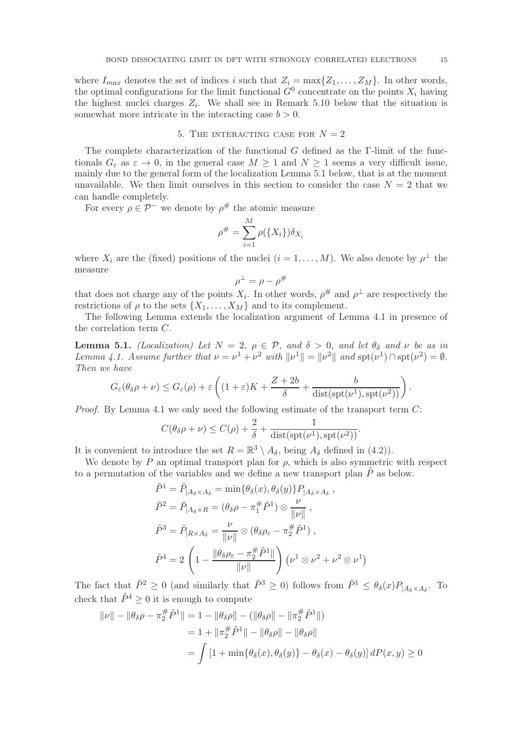where $I_{max}$ denotes the set of indices $i$ such that $Z_i = \max\{Z_1, \dots, Z_M\}$. In other words, the optimal configurations for the limit functional $G^0$ concentrate on the points $X_i$ having the highest nuclei charges $Z_i$. We shall see in Remark 5.10 below that the situation is somewhat more intricate in the interacting case $b > 0$.

## 5. The interacting case for $N = 2$

The complete characterization of the functional $G$ defined as the Γ-limit of the functionals $G_\varepsilon$ as $\varepsilon \to 0$, in the general case $M \geq 1$ and $N \geq 1$ seems a very difficult issue, mainly due to the general form of the localization Lemma 5.1 below, that is at the moment unavailable. We then limit ourselves in this section to consider the case $N = 2$ that we can handle completely.

For every $\rho \in \mathcal{P}^-$ we denote by $\rho^\#$ the atomic measure

$$\rho^\# = \sum_{i=1}^M \rho(\{X_i\})\delta_{X_i}$$

where $X_i$ are the (fixed) positions of the nuclei ($i = 1, \dots, M$). We also denote by $\rho^\perp$ the measure

$$\rho^\perp = \rho - \rho^\#$$

that does not charge any of the points $X_i$. In other words, $\rho^\#$ and $\rho^\perp$ are respectively the restrictions of $\rho$ to the sets $\{X_1, \dots, X_M\}$ and to its complement.

The following Lemma extends the localization argument of Lemma 4.1 in presence of the correlation term $C$.

**Lemma 5.1.** *(Localization) Let $N = 2$, $\rho \in \mathcal{P}$, and $\delta > 0$, and let $\theta_\delta$ and $\nu$ be as in Lemma 4.1. Assume further that $\nu = \nu^1 + \nu^2$ with $\|\nu^1\| = \|\nu^2\|$ and $\operatorname{spt}(\nu^1) \cap \operatorname{spt}(\nu^2) = \emptyset$. Then we have*

$$G_\varepsilon(\theta_\delta\rho + \nu) \leq G_\varepsilon(\rho) + \varepsilon\left((1+\varepsilon)K + \frac{Z+2b}{\delta} + \frac{b}{\operatorname{dist}(\operatorname{spt}(\nu^1), \operatorname{spt}(\nu^2))}\right).$$

*Proof.* By Lemma 4.1 we only need the following estimate of the transport term $C$:

$$C(\theta_\delta\rho + \nu) \leq C(\rho) + \frac{2}{\delta} + \frac{1}{\operatorname{dist}(\operatorname{spt}(\nu^1), \operatorname{spt}(\nu^2))}.$$

It is convenient to introduce the set $R = \mathbb{R}^3 \setminus A_\delta$, being $A_\delta$ defined in (4.2)).

We denote by $P$ an optimal transport plan for $\rho$, which is also symmetric with respect to a permutation of the variables and we define a new transport plan $\tilde{P}$ as below.

$$\begin{aligned}
\tilde{P}^1 &= \tilde{P}_{|A_\delta \times A_\delta} = \min\{\theta_\delta(x), \theta_\delta(y)\} P_{|A_\delta \times A_\delta}\ , \\
\tilde{P}^2 &= \tilde{P}_{|A_\delta \times R} = (\theta_\delta\rho - \pi_1^\# \tilde{P}^1) \otimes \frac{\nu}{\|\nu\|}\ , \\
\tilde{P}^3 &= \tilde{P}_{|R \times A_\delta} = \frac{\nu}{\|\nu\|} \otimes (\theta_\delta\rho_\varepsilon - \pi_2^\# \tilde{P}^1)\ , \\
\tilde{P}^4 &= 2\left(1 - \frac{\|\theta_\delta\rho_\varepsilon - \pi_2^\# \tilde{P}^1\|}{\|\nu\|}\right)\left(\nu^1 \otimes \nu^2 + \nu^2 \otimes \nu^1\right)
\end{aligned}$$

The fact that $\tilde{P}^2 \geq 0$ (and similarly that $\tilde{P}^3 \geq 0$) follows from $\tilde{P}^1 \leq \theta_\delta(x) P_{|A_\delta \times A_\delta}$. To check that $\tilde{P}^4 \geq 0$ it is enough to compute

$$\begin{aligned}
\|\nu\| - \|\theta_\delta\rho - \pi_2^\# \tilde{P}^1\| &= 1 - \|\theta_\delta\rho\| - (\|\theta_\delta\rho\| - \|\pi_2^\# \tilde{P}^1\|) \\
&= 1 + \|\pi_2^\# \tilde{P}^1\| - \|\theta_\delta\rho\| - \|\theta_\delta\rho\| \\
&= \int \left[1 + \min\{\theta_\delta(x), \theta_\delta(y)\} - \theta_\delta(x) - \theta_\delta(y)\right] dP(x,y) \geq 0
\end{aligned}$$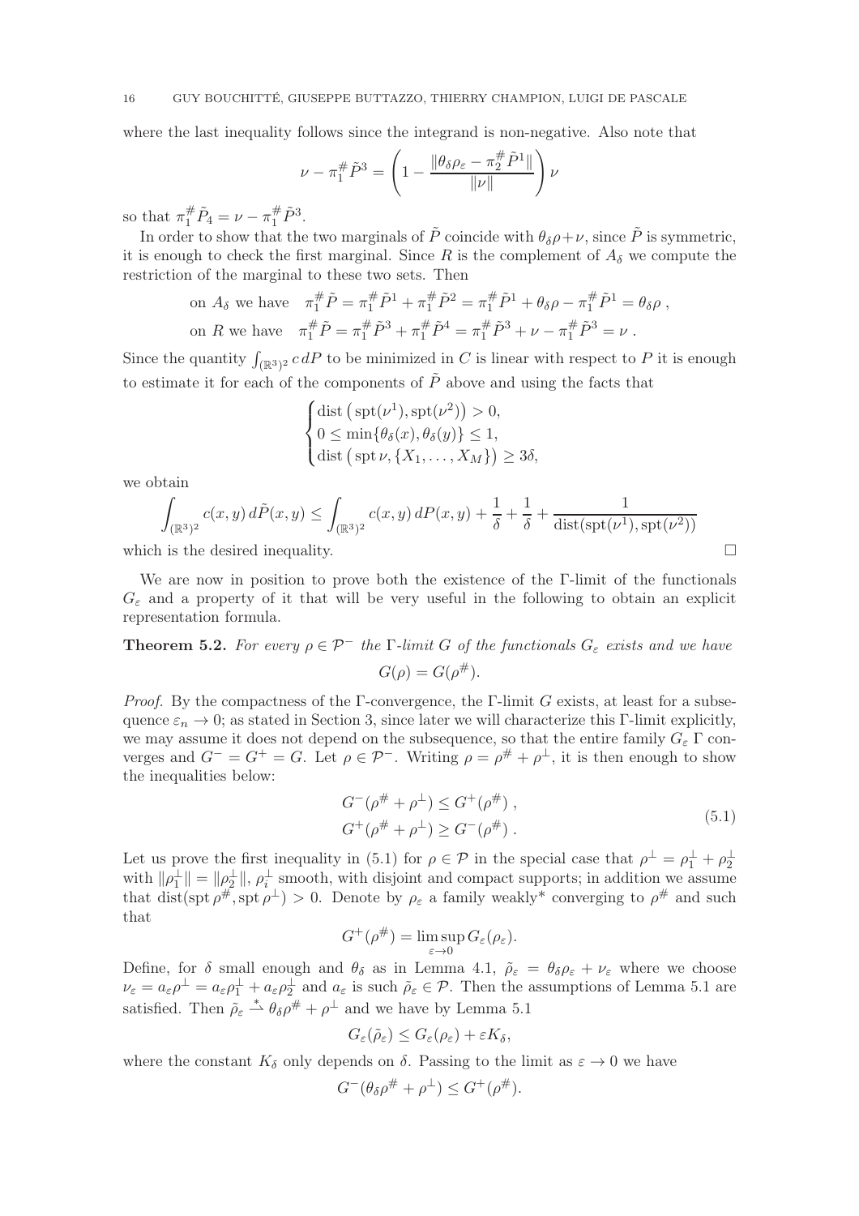where the last inequality follows since the integrand is non-negative. Also note that

$$\nu - \pi_1^\# \tilde{P}^3 = \left(1 - \frac{\|\theta_\delta \rho_\varepsilon - \pi_2^\# \tilde{P}^1\|}{\|\nu\|}\right)\nu$$

so that $\pi_1^\# \tilde{P}_4 = \nu - \pi_1^\# \tilde{P}^3$.

In order to show that the two marginals of $\tilde{P}$ coincide with $\theta_\delta\rho + \nu$, since $\tilde{P}$ is symmetric, it is enough to check the first marginal. Since $R$ is the complement of $A_\delta$ we compute the restriction of the marginal to these two sets. Then

$$\text{on } A_\delta \text{ we have} \quad \pi_1^\# \tilde{P} = \pi_1^\# \tilde{P}^1 + \pi_1^\# \tilde{P}^2 = \pi_1^\# \tilde{P}^1 + \theta_\delta \rho - \pi_1^\# \tilde{P}^1 = \theta_\delta \rho \,,$$

$$\text{on } R \text{ we have} \quad \pi_1^\# \tilde{P} = \pi_1^\# \tilde{P}^3 + \pi_1^\# \tilde{P}^4 = \pi_1^\# \tilde{P}^3 + \nu - \pi_1^\# \tilde{P}^3 = \nu \,.$$

Since the quantity $\int_{(\mathbb{R}^3)^2} c\, dP$ to be minimized in $C$ is linear with respect to $P$ it is enough to estimate it for each of the components of $\tilde{P}$ above and using the facts that

$$\begin{cases} \operatorname{dist}\left(\operatorname{spt}(\nu^1), \operatorname{spt}(\nu^2)\right) > 0, \\ 0 \le \min\{\theta_\delta(x), \theta_\delta(y)\} \le 1, \\ \operatorname{dist}\left(\operatorname{spt}\nu, \{X_1, \dots, X_M\}\right) \ge 3\delta, \end{cases}$$

we obtain

$$\int_{(\mathbb{R}^3)^2} c(x,y)\, d\tilde{P}(x,y) \le \int_{(\mathbb{R}^3)^2} c(x,y)\, dP(x,y) + \frac{1}{\delta} + \frac{1}{\delta} + \frac{1}{\operatorname{dist}(\operatorname{spt}(\nu^1), \operatorname{spt}(\nu^2))}$$

which is the desired inequality. $\square$

We are now in position to prove both the existence of the $\Gamma$-limit of the functionals $G_\varepsilon$ and a property of it that will be very useful in the following to obtain an explicit representation formula.

**Theorem 5.2.** *For every $\rho \in \mathcal{P}^-$ the $\Gamma$-limit $G$ of the functionals $G_\varepsilon$ exists and we have*

$$G(\rho) = G(\rho^\#).$$

*Proof.* By the compactness of the $\Gamma$-convergence, the $\Gamma$-limit $G$ exists, at least for a subsequence $\varepsilon_n \to 0$; as stated in Section 3, since later we will characterize this $\Gamma$-limit explicitly, we may assume it does not depend on the subsequence, so that the entire family $G_\varepsilon$ $\Gamma$ converges and $G^- = G^+ = G$. Let $\rho \in \mathcal{P}^-$. Writing $\rho = \rho^\# + \rho^\perp$, it is then enough to show the inequalities below:

$$\begin{aligned} G^-(\rho^\# + \rho^\perp) &\le G^+(\rho^\#)\,, \\ G^+(\rho^\# + \rho^\perp) &\ge G^-(\rho^\#)\,. \end{aligned} \tag{5.1}$$

Let us prove the first inequality in (5.1) for $\rho \in \mathcal{P}$ in the special case that $\rho^\perp = \rho_1^\perp + \rho_2^\perp$ with $\|\rho_1^\perp\| = \|\rho_2^\perp\|$, $\rho_i^\perp$ smooth, with disjoint and compact supports; in addition we assume that $\operatorname{dist}(\operatorname{spt}\rho^\#, \operatorname{spt}\rho^\perp) > 0$. Denote by $\rho_\varepsilon$ a family weakly* converging to $\rho^\#$ and such that

$$G^+(\rho^\#) = \limsup_{\varepsilon \to 0} G_\varepsilon(\rho_\varepsilon).$$

Define, for $\delta$ small enough and $\theta_\delta$ as in Lemma 4.1, $\tilde{\rho}_\varepsilon = \theta_\delta \rho_\varepsilon + \nu_\varepsilon$ where we choose $\nu_\varepsilon = a_\varepsilon \rho^\perp = a_\varepsilon \rho_1^\perp + a_\varepsilon \rho_2^\perp$ and $a_\varepsilon$ is such $\tilde{\rho}_\varepsilon \in \mathcal{P}$. Then the assumptions of Lemma 5.1 are satisfied. Then $\tilde{\rho}_\varepsilon \overset{*}{\rightharpoonup} \theta_\delta \rho^\# + \rho^\perp$ and we have by Lemma 5.1

$$G_\varepsilon(\tilde{\rho}_\varepsilon) \le G_\varepsilon(\rho_\varepsilon) + \varepsilon K_\delta,$$

where the constant $K_\delta$ only depends on $\delta$. Passing to the limit as $\varepsilon \to 0$ we have

$$G^-(\theta_\delta \rho^\# + \rho^\perp) \le G^+(\rho^\#).$$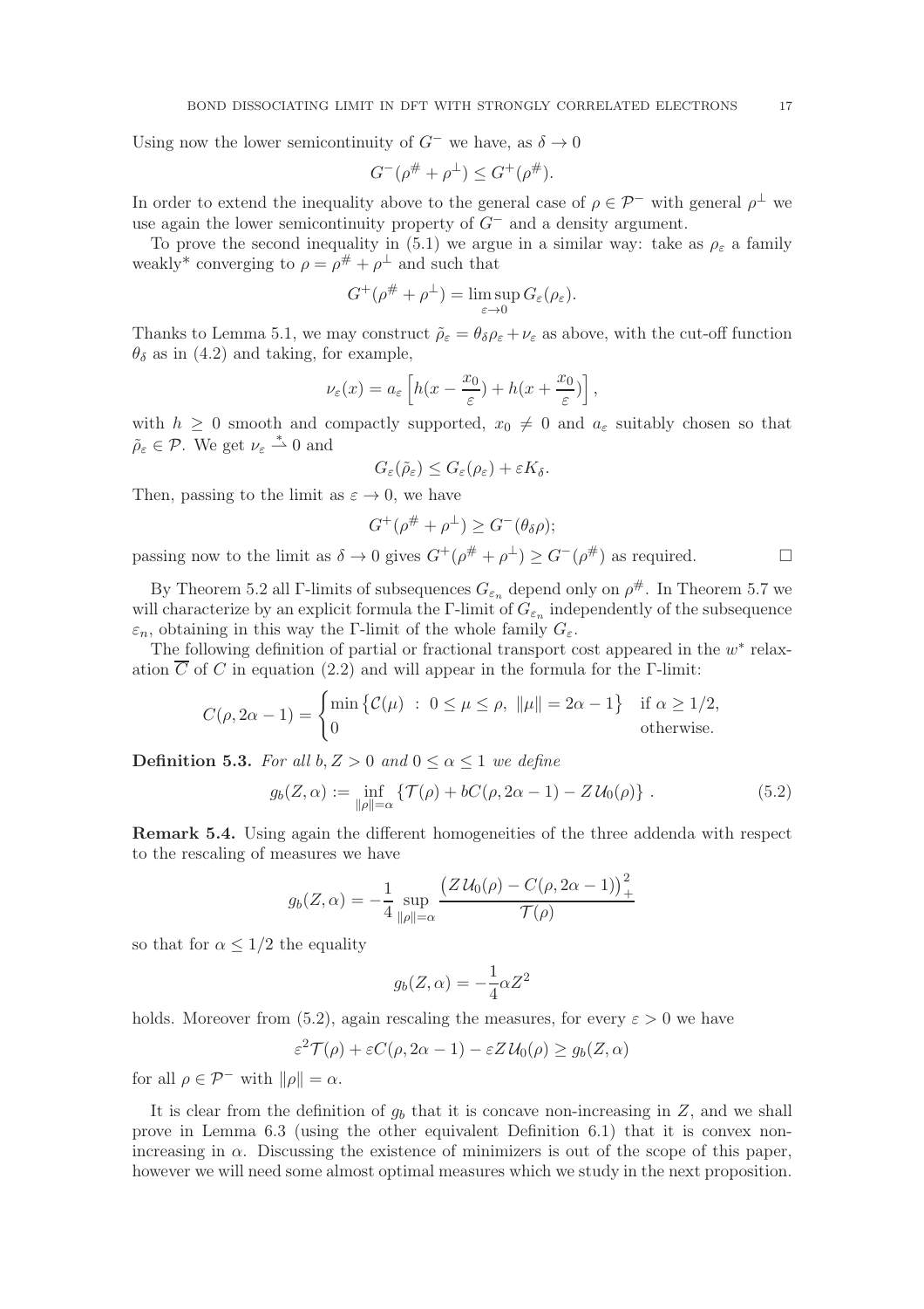Using now the lower semicontinuity of $G^-$ we have, as $\delta \to 0$

$$G^-(\rho^\# + \rho^\perp) \leq G^+(\rho^\#).$$

In order to extend the inequality above to the general case of $\rho \in \mathcal{P}^-$ with general $\rho^\perp$ we use again the lower semicontinuity property of $G^-$ and a density argument.

To prove the second inequality in (5.1) we argue in a similar way: take as $\rho_\varepsilon$ a family weakly* converging to $\rho = \rho^\# + \rho^\perp$ and such that

$$G^+(\rho^\# + \rho^\perp) = \limsup_{\varepsilon \to 0} G_\varepsilon(\rho_\varepsilon).$$

Thanks to Lemma 5.1, we may construct $\tilde{\rho}_\varepsilon = \theta_\delta \rho_\varepsilon + \nu_\varepsilon$ as above, with the cut-off function $\theta_\delta$ as in (4.2) and taking, for example,

$$\nu_\varepsilon(x) = a_\varepsilon \left[ h(x - \frac{x_0}{\varepsilon}) + h(x + \frac{x_0}{\varepsilon}) \right],$$

with $h \geq 0$ smooth and compactly supported, $x_0 \neq 0$ and $a_\varepsilon$ suitably chosen so that $\tilde{\rho}_\varepsilon \in \mathcal{P}$. We get $\nu_\varepsilon \overset{*}{\rightharpoonup} 0$ and

$$G_\varepsilon(\tilde{\rho}_\varepsilon) \leq G_\varepsilon(\rho_\varepsilon) + \varepsilon K_\delta.$$

Then, passing to the limit as $\varepsilon \to 0$, we have

$$G^+(\rho^\# + \rho^\perp) \geq G^-(\theta_\delta \rho);$$

passing now to the limit as $\delta \to 0$ gives $G^+(\rho^\# + \rho^\perp) \geq G^-(\rho^\#)$ as required. $\square$

By Theorem 5.2 all Γ-limits of subsequences $G_{\varepsilon_n}$ depend only on $\rho^\#$. In Theorem 5.7 we will characterize by an explicit formula the Γ-limit of $G_{\varepsilon_n}$ independently of the subsequence $\varepsilon_n$, obtaining in this way the Γ-limit of the whole family $G_\varepsilon$.

The following definition of partial or fractional transport cost appeared in the $w^*$ relaxation $\overline{C}$ of $C$ in equation (2.2) and will appear in the formula for the Γ-limit:

$$C(\rho, 2\alpha - 1) = \begin{cases} \min \left\{ \mathcal{C}(\mu) \ : \ 0 \leq \mu \leq \rho, \ \|\mu\| = 2\alpha - 1 \right\} & \text{if } \alpha \geq 1/2, \\ 0 & \text{otherwise.} \end{cases}$$

**Definition 5.3.** *For all $b, Z > 0$ and $0 \leq \alpha \leq 1$ we define*

$$g_b(Z, \alpha) := \inf_{\|\rho\| = \alpha} \left\{ \mathcal{T}(\rho) + bC(\rho, 2\alpha - 1) - Z\,\mathcal{U}_0(\rho) \right\}. \tag{5.2}$$

**Remark 5.4.** Using again the different homogeneities of the three addenda with respect to the rescaling of measures we have

$$g_b(Z, \alpha) = -\frac{1}{4} \sup_{\|\rho\| = \alpha} \frac{\left( Z\,\mathcal{U}_0(\rho) - C(\rho, 2\alpha - 1) \right)_+^2}{\mathcal{T}(\rho)}$$

so that for $\alpha \leq 1/2$ the equality

$$g_b(Z, \alpha) = -\frac{1}{4} \alpha Z^2$$

holds. Moreover from (5.2), again rescaling the measures, for every $\varepsilon > 0$ we have

$$\varepsilon^2 \mathcal{T}(\rho) + \varepsilon C(\rho, 2\alpha - 1) - \varepsilon Z\,\mathcal{U}_0(\rho) \geq g_b(Z, \alpha)$$

for all $\rho \in \mathcal{P}^-$ with $\|\rho\| = \alpha$.

It is clear from the definition of $g_b$ that it is concave non-increasing in $Z$, and we shall prove in Lemma 6.3 (using the other equivalent Definition 6.1) that it is convex non-increasing in $\alpha$. Discussing the existence of minimizers is out of the scope of this paper, however we will need some almost optimal measures which we study in the next proposition.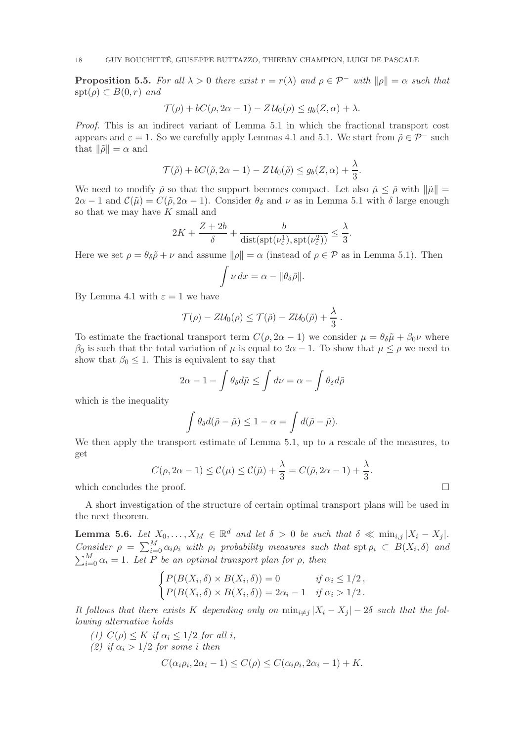**Proposition 5.5.** *For all $\lambda > 0$ there exist $r = r(\lambda)$ and $\rho \in \mathcal{P}^-$ with $\|\rho\| = \alpha$ such that $\operatorname{spt}(\rho) \subset B(0, r)$ and*

$$\mathcal{T}(\rho) + bC(\rho, 2\alpha - 1) - Z\,\mathcal{U}_0(\rho) \le g_b(Z, \alpha) + \lambda.$$

*Proof.* This is an indirect variant of Lemma 5.1 in which the fractional transport cost appears and $\varepsilon = 1$. So we carefully apply Lemmas 4.1 and 5.1. We start from $\tilde\rho \in \mathcal{P}^-$ such that $\|\tilde\rho\| = \alpha$ and

$$\mathcal{T}(\tilde\rho) + bC(\tilde\rho, 2\alpha - 1) - Z\,\mathcal{U}_0(\tilde\rho) \le g_b(Z, \alpha) + \frac{\lambda}{3}.$$

We need to modify $\tilde\rho$ so that the support becomes compact. Let also $\tilde\mu \le \tilde\rho$ with $\|\tilde\mu\| = 2\alpha - 1$ and $\mathcal{C}(\tilde\mu) = C(\tilde\rho, 2\alpha - 1)$. Consider $\theta_\delta$ and $\nu$ as in Lemma 5.1 with $\delta$ large enough so that we may have $K$ small and

$$2K + \frac{Z + 2b}{\delta} + \frac{b}{\operatorname{dist}(\operatorname{spt}(\nu_\varepsilon^1), \operatorname{spt}(\nu_\varepsilon^2))} \le \frac{\lambda}{3}.$$

Here we set $\rho = \theta_\delta\tilde\rho + \nu$ and assume $\|\rho\| = \alpha$ (instead of $\rho \in \mathcal{P}$ as in Lemma 5.1). Then

$$\int \nu\, dx = \alpha - \|\theta_\delta\tilde\rho\|.$$

By Lemma 4.1 with $\varepsilon = 1$ we have

$$\mathcal{T}(\rho) - Z\mathcal{U}_0(\rho) \le \mathcal{T}(\tilde\rho) - Z\mathcal{U}_0(\tilde\rho) + \frac{\lambda}{3}\,.$$

To estimate the fractional transport term $C(\rho, 2\alpha - 1)$ we consider $\mu = \theta_\delta\tilde\mu + \beta_0\nu$ where $\beta_0$ is such that the total variation of $\mu$ is equal to $2\alpha - 1$. To show that $\mu \le \rho$ we need to show that $\beta_0 \le 1$. This is equivalent to say that

$$2\alpha - 1 - \int \theta_\delta d\tilde\mu \le \int d\nu = \alpha - \int \theta_\delta d\tilde\rho$$

which is the inequality

$$\int \theta_\delta d(\tilde\rho - \tilde\mu) \le 1 - \alpha = \int d(\tilde\rho - \tilde\mu).$$

We then apply the transport estimate of Lemma 5.1, up to a rescale of the measures, to get

$$C(\rho, 2\alpha - 1) \le \mathcal{C}(\mu) \le \mathcal{C}(\tilde\mu) + \frac{\lambda}{3} = C(\tilde\rho, 2\alpha - 1) + \frac{\lambda}{3}.$$

which concludes the proof. $\square$

A short investigation of the structure of certain optimal transport plans will be used in the next theorem.

**Lemma 5.6.** *Let $X_0, \dots, X_M \in \mathbb{R}^d$ and let $\delta > 0$ be such that $\delta \ll \min_{i,j} |X_i - X_j|$. Consider $\rho = \sum_{i=0}^M \alpha_i\rho_i$ with $\rho_i$ probability measures such that $\operatorname{spt}\rho_i \subset B(X_i, \delta)$ and $\sum_{i=0}^M \alpha_i = 1$. Let $P$ be an optimal transport plan for $\rho$, then*

$$\begin{cases} P(B(X_i,\delta)\times B(X_i,\delta)) = 0 & \text{if } \alpha_i \le 1/2\,,\\ P(B(X_i,\delta)\times B(X_i,\delta)) = 2\alpha_i - 1 & \text{if } \alpha_i > 1/2\,. \end{cases}$$

*It follows that there exists K depending only on $\min_{i\neq j}|X_i - X_j| - 2\delta$ such that the following alternative holds*

*(1) $C(\rho) \le K$ if $\alpha_i \le 1/2$ for all $i$,*

*(2) if $\alpha_i > 1/2$ for some $i$ then*

$$C(\alpha_i\rho_i, 2\alpha_i - 1) \le C(\rho) \le C(\alpha_i\rho_i, 2\alpha_i - 1) + K.$$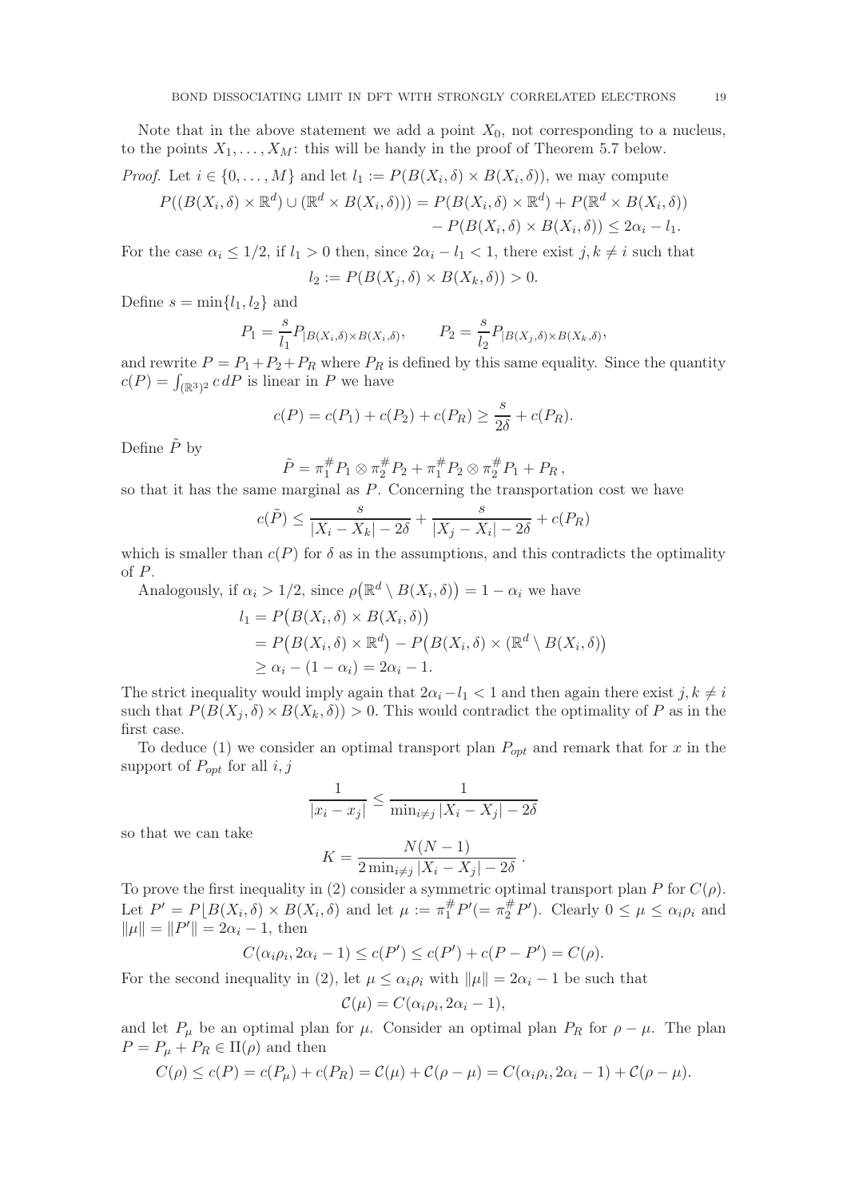Note that in the above statement we add a point $X_0$, not corresponding to a nucleus, to the points $X_1, \dots, X_M$: this will be handy in the proof of Theorem 5.7 below.

*Proof.* Let $i \in \{0, \dots, M\}$ and let $l_1 := P(B(X_i, \delta) \times B(X_i, \delta))$, we may compute

$$
\begin{aligned}
P((B(X_i, \delta) \times \mathbb{R}^d) \cup (\mathbb{R}^d \times B(X_i, \delta))) = P(B(X_i, \delta) \times \mathbb{R}^d) + P(\mathbb{R}^d \times B(X_i, \delta)) \\
- P(B(X_i, \delta) \times B(X_i, \delta)) \leq 2\alpha_i - l_1.
\end{aligned}
$$

For the case $\alpha_i \leq 1/2$, if $l_1 > 0$ then, since $2\alpha_i - l_1 < 1$, there exist $j, k \neq i$ such that

$$
l_2 := P(B(X_j, \delta) \times B(X_k, \delta)) > 0.
$$

Define $s = \min\{l_1, l_2\}$ and

$$
P_1 = \frac{s}{l_1} P_{|B(X_i,\delta)\times B(X_i,\delta)}, \qquad P_2 = \frac{s}{l_2} P_{|B(X_j,\delta)\times B(X_k,\delta)},
$$

and rewrite $P = P_1 + P_2 + P_R$ where $P_R$ is defined by this same equality. Since the quantity $c(P) = \int_{(\mathbb{R}^3)^2} c\, dP$ is linear in $P$ we have

$$
c(P) = c(P_1) + c(P_2) + c(P_R) \geq \frac{s}{2\delta} + c(P_R).
$$

Define $\tilde{P}$ by

$$
\tilde{P} = \pi_1^{\#} P_1 \otimes \pi_2^{\#} P_2 + \pi_1^{\#} P_2 \otimes \pi_2^{\#} P_1 + P_R \,,
$$

so that it has the same marginal as $P$. Concerning the transportation cost we have

$$
c(\tilde{P}) \leq \frac{s}{|X_i - X_k| - 2\delta} + \frac{s}{|X_j - X_i| - 2\delta} + c(P_R)
$$

which is smaller than $c(P)$ for $\delta$ as in the assumptions, and this contradicts the optimality of $P$.

Analogously, if $\alpha_i > 1/2$, since $\rho\big(\mathbb{R}^d \setminus B(X_i, \delta)\big) = 1 - \alpha_i$ we have

$$
\begin{aligned}
l_1 &= P\big(B(X_i, \delta) \times B(X_i, \delta)\big) \\
&= P\big(B(X_i, \delta) \times \mathbb{R}^d\big) - P\big(B(X_i, \delta) \times (\mathbb{R}^d \setminus B(X_i, \delta)\big) \\
&\geq \alpha_i - (1 - \alpha_i) = 2\alpha_i - 1.
\end{aligned}
$$

The strict inequality would imply again that $2\alpha_i - l_1 < 1$ and then again there exist $j, k \neq i$ such that $P(B(X_j, \delta) \times B(X_k, \delta)) > 0$. This would contradict the optimality of $P$ as in the first case.

To deduce (1) we consider an optimal transport plan $P_{opt}$ and remark that for $x$ in the support of $P_{opt}$ for all $i, j$

$$
\frac{1}{|x_i - x_j|} \leq \frac{1}{\min_{i \neq j} |X_i - X_j| - 2\delta}
$$

so that we can take

$$
K = \frac{N(N-1)}{2 \min_{i \neq j} |X_i - X_j| - 2\delta} \,.
$$

To prove the first inequality in (2) consider a symmetric optimal transport plan $P$ for $C(\rho)$. Let $P' = P\lfloor B(X_i, \delta) \times B(X_i, \delta)$ and let $\mu := \pi_1^{\#} P' (= \pi_2^{\#} P')$. Clearly $0 \leq \mu \leq \alpha_i \rho_i$ and $\|\mu\| = \|P'\| = 2\alpha_i - 1$, then

$$
C(\alpha_i \rho_i, 2\alpha_i - 1) \leq c(P') \leq c(P') + c(P - P') = C(\rho).
$$

For the second inequality in (2), let $\mu \leq \alpha_i \rho_i$ with $\|\mu\| = 2\alpha_i - 1$ be such that

$$
\mathcal{C}(\mu) = C(\alpha_i \rho_i, 2\alpha_i - 1),
$$

and let $P_\mu$ be an optimal plan for $\mu$. Consider an optimal plan $P_R$ for $\rho - \mu$. The plan $P = P_\mu + P_R \in \Pi(\rho)$ and then

$$
C(\rho) \leq c(P) = c(P_\mu) + c(P_R) = \mathcal{C}(\mu) + \mathcal{C}(\rho - \mu) = C(\alpha_i \rho_i, 2\alpha_i - 1) + \mathcal{C}(\rho - \mu).
$$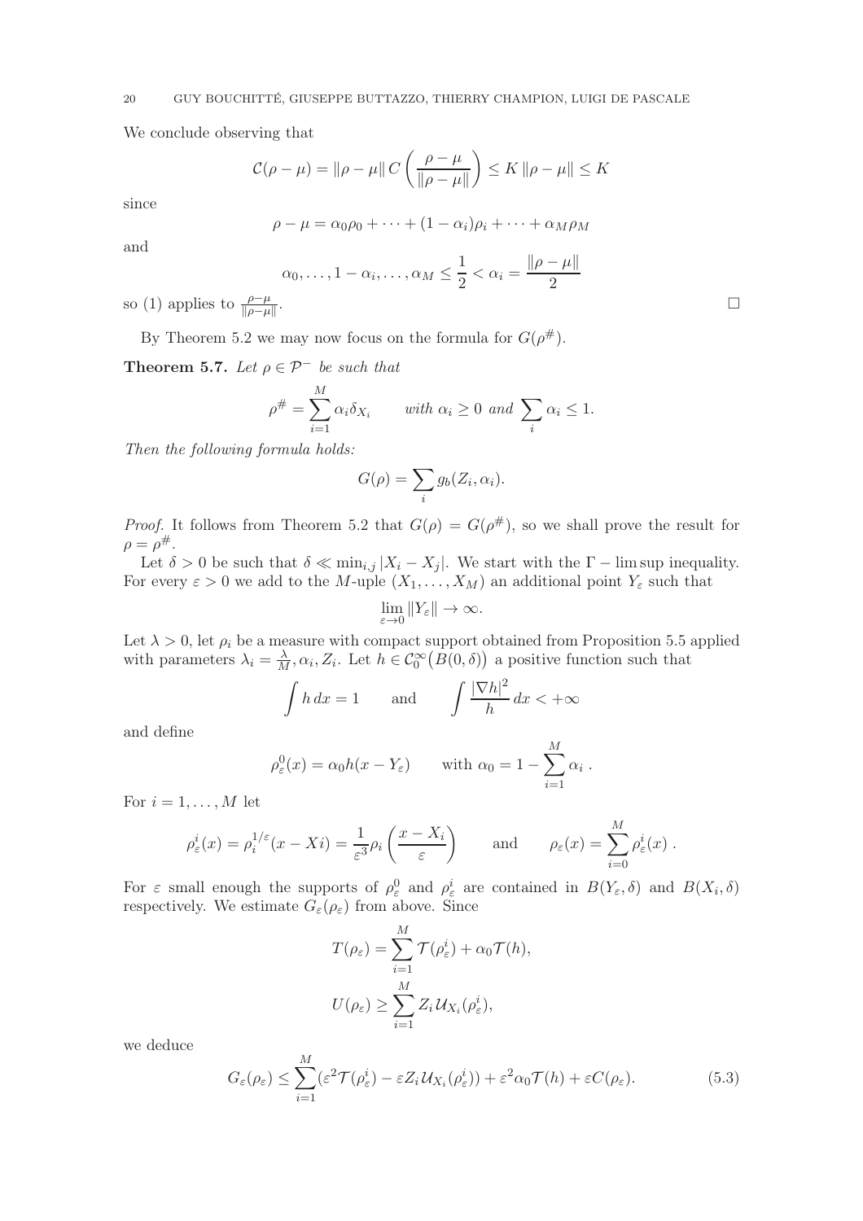We conclude observing that

$$\mathcal{C}(\rho - \mu) = \|\rho - \mu\| \, C\left(\frac{\rho - \mu}{\|\rho - \mu\|}\right) \le K \, \|\rho - \mu\| \le K$$

since

$$\rho - \mu = \alpha_0 \rho_0 + \cdots + (1 - \alpha_i)\rho_i + \cdots + \alpha_M \rho_M$$

and

$$\alpha_0, \ldots, 1 - \alpha_i, \ldots, \alpha_M \le \frac{1}{2} < \alpha_i = \frac{\|\rho - \mu\|}{2}$$

so (1) applies to $\frac{\rho - \mu}{\|\rho - \mu\|}$. □

By Theorem 5.2 we may now focus on the formula for $G(\rho^\#)$.

**Theorem 5.7.** *Let $\rho \in \mathcal{P}^-$ be such that*

$$\rho^\# = \sum_{i=1}^{M} \alpha_i \delta_{X_i} \qquad \text{with } \alpha_i \ge 0 \text{ and } \sum_i \alpha_i \le 1.$$

*Then the following formula holds:*

$$G(\rho) = \sum_i g_b(Z_i, \alpha_i).$$

*Proof.* It follows from Theorem 5.2 that $G(\rho) = G(\rho^\#)$, so we shall prove the result for $\rho = \rho^\#$.

Let $\delta > 0$ be such that $\delta \ll \min_{i,j} |X_i - X_j|$. We start with the $\Gamma - \limsup$ inequality. For every $\varepsilon > 0$ we add to the $M$-uple $(X_1, \ldots, X_M)$ an additional point $Y_\varepsilon$ such that

$$\lim_{\varepsilon \to 0} \|Y_\varepsilon\| \to \infty.$$

Let $\lambda > 0$, let $\rho_i$ be a measure with compact support obtained from Proposition 5.5 applied with parameters $\lambda_i = \frac{\lambda}{M}, \alpha_i, Z_i$. Let $h \in \mathcal{C}_0^\infty\big(B(0,\delta)\big)$ a positive function such that

$$\int h \, dx = 1 \qquad \text{and} \qquad \int \frac{|\nabla h|^2}{h} \, dx < +\infty$$

and define

$$\rho_\varepsilon^0(x) = \alpha_0 h(x - Y_\varepsilon) \qquad \text{with } \alpha_0 = 1 - \sum_{i=1}^{M} \alpha_i \,.$$

For $i = 1, \ldots, M$ let

$$\rho_\varepsilon^i(x) = \rho_i^{1/\varepsilon}(x - Xi) = \frac{1}{\varepsilon^3} \rho_i\left(\frac{x - X_i}{\varepsilon}\right) \qquad \text{and} \qquad \rho_\varepsilon(x) = \sum_{i=0}^{M} \rho_\varepsilon^i(x) \,.$$

For $\varepsilon$ small enough the supports of $\rho_\varepsilon^0$ and $\rho_\varepsilon^i$ are contained in $B(Y_\varepsilon, \delta)$ and $B(X_i, \delta)$ respectively. We estimate $G_\varepsilon(\rho_\varepsilon)$ from above. Since

$$T(\rho_\varepsilon) = \sum_{i=1}^{M} \mathcal{T}(\rho_\varepsilon^i) + \alpha_0 \mathcal{T}(h),$$
$$U(\rho_\varepsilon) \ge \sum_{i=1}^{M} Z_i \, \mathcal{U}_{X_i}(\rho_\varepsilon^i),$$

we deduce

$$G_\varepsilon(\rho_\varepsilon) \le \sum_{i=1}^{M} (\varepsilon^2 \mathcal{T}(\rho_\varepsilon^i) - \varepsilon Z_i \, \mathcal{U}_{X_i}(\rho_\varepsilon^i)) + \varepsilon^2 \alpha_0 \mathcal{T}(h) + \varepsilon C(\rho_\varepsilon). \tag{5.3}$$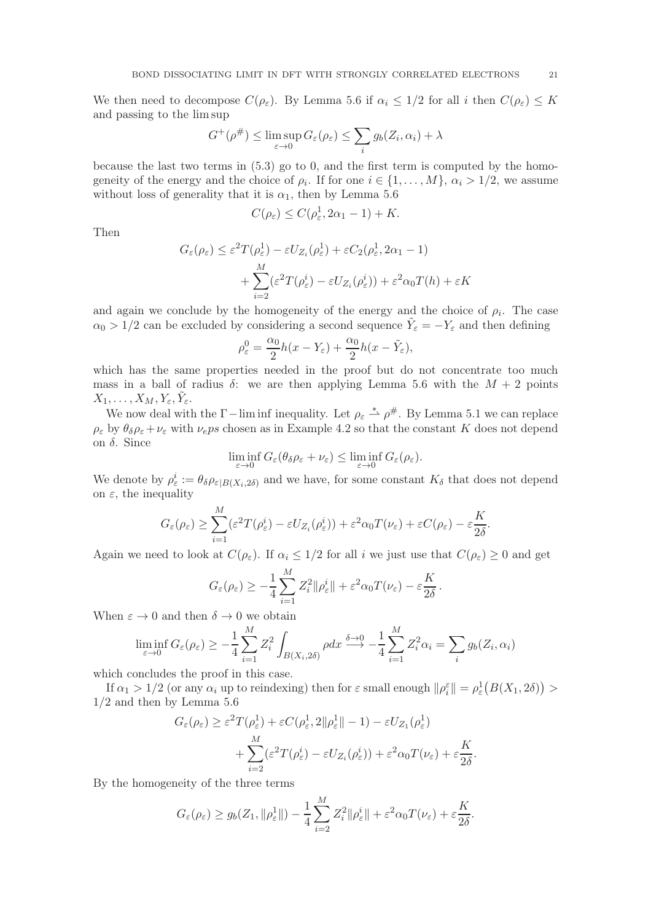We then need to decompose $C(\rho_\varepsilon)$. By Lemma 5.6 if $\alpha_i \le 1/2$ for all $i$ then $C(\rho_\varepsilon) \le K$ and passing to the lim sup

$$G^+(\rho^\#) \le \limsup_{\varepsilon\to 0} G_\varepsilon(\rho_\varepsilon) \le \sum_i g_b(Z_i, \alpha_i) + \lambda$$

because the last two terms in (5.3) go to 0, and the first term is computed by the homogeneity of the energy and the choice of $\rho_i$. If for one $i \in \{1,\dots,M\}$, $\alpha_i > 1/2$, we assume without loss of generality that it is $\alpha_1$, then by Lemma 5.6

$$C(\rho_\varepsilon) \le C(\rho_\varepsilon^1, 2\alpha_1 - 1) + K.$$

Then

$$\begin{aligned} G_\varepsilon(\rho_\varepsilon) \le\, & \varepsilon^2 T(\rho_\varepsilon^1) - \varepsilon U_{Z_i}(\rho_\varepsilon^1) + \varepsilon C_2(\rho_\varepsilon^1, 2\alpha_1 - 1) \\ & + \sum_{i=2}^M (\varepsilon^2 T(\rho_\varepsilon^i) - \varepsilon U_{Z_i}(\rho_\varepsilon^i)) + \varepsilon^2 \alpha_0 T(h) + \varepsilon K \end{aligned}$$

and again we conclude by the homogeneity of the energy and the choice of $\rho_i$. The case $\alpha_0 > 1/2$ can be excluded by considering a second sequence $\tilde{Y}_\varepsilon = -Y_\varepsilon$ and then defining

$$\rho_\varepsilon^0 = \frac{\alpha_0}{2} h(x - Y_\varepsilon) + \frac{\alpha_0}{2} h(x - \tilde{Y}_\varepsilon),$$

which has the same properties needed in the proof but do not concentrate too much mass in a ball of radius $\delta$: we are then applying Lemma 5.6 with the $M+2$ points $X_1, \dots, X_M, Y_\varepsilon, \tilde{Y}_\varepsilon$.

We now deal with the $\Gamma-\liminf$ inequality. Let $\rho_\varepsilon \overset{*}{\rightharpoonup} \rho^\#$. By Lemma 5.1 we can replace $\rho_\varepsilon$ by $\theta_\delta \rho_\varepsilon + \nu_\varepsilon$ with $\nu_e ps$ chosen as in Example 4.2 so that the constant $K$ does not depend on $\delta$. Since

$$\liminf_{\varepsilon\to 0} G_\varepsilon(\theta_\delta \rho_\varepsilon + \nu_\varepsilon) \le \liminf_{\varepsilon\to 0} G_\varepsilon(\rho_\varepsilon).$$

We denote by $\rho_\varepsilon^i := \theta_\delta \rho_{\varepsilon|B(X_i,2\delta)}$ and we have, for some constant $K_\delta$ that does not depend on $\varepsilon$, the inequality

$$G_\varepsilon(\rho_\varepsilon) \ge \sum_{i=1}^M (\varepsilon^2 T(\rho_\varepsilon^i) - \varepsilon U_{Z_i}(\rho_\varepsilon^i)) + \varepsilon^2 \alpha_0 T(\nu_\varepsilon) + \varepsilon C(\rho_\varepsilon) - \varepsilon \frac{K}{2\delta}.$$

Again we need to look at $C(\rho_\varepsilon)$. If $\alpha_i \le 1/2$ for all $i$ we just use that $C(\rho_\varepsilon) \ge 0$ and get

$$G_\varepsilon(\rho_\varepsilon) \ge -\frac{1}{4}\sum_{i=1}^M Z_i^2 \|\rho_\varepsilon^i\| + \varepsilon^2 \alpha_0 T(\nu_\varepsilon) - \varepsilon \frac{K}{2\delta}.$$

When $\varepsilon \to 0$ and then $\delta \to 0$ we obtain

$$\liminf_{\varepsilon\to 0} G_\varepsilon(\rho_\varepsilon) \ge -\frac{1}{4}\sum_{i=1}^M Z_i^2 \int_{B(X_i,2\delta)} \rho dx \overset{\delta\to 0}{\longrightarrow} -\frac{1}{4}\sum_{i=1}^M Z_i^2 \alpha_i = \sum_i g_b(Z_i, \alpha_i)$$

which concludes the proof in this case.

If $\alpha_1 > 1/2$ (or any $\alpha_i$ up to reindexing) then for $\varepsilon$ small enough $\|\rho_i^\varepsilon\| = \rho_\varepsilon^1\big(B(X_1, 2\delta)\big) > 1/2$ and then by Lemma 5.6

$$\begin{aligned} G_\varepsilon(\rho_\varepsilon) \ge\, & \varepsilon^2 T(\rho_\varepsilon^1) + \varepsilon C(\rho_\varepsilon^1, 2\|\rho_\varepsilon^1\| - 1) - \varepsilon U_{Z_1}(\rho_\varepsilon^1) \\ & + \sum_{i=2}^M (\varepsilon^2 T(\rho_\varepsilon^i) - \varepsilon U_{Z_i}(\rho_\varepsilon^i)) + \varepsilon^2 \alpha_0 T(\nu_\varepsilon) + \varepsilon \frac{K}{2\delta}. \end{aligned}$$

By the homogeneity of the three terms

$$G_\varepsilon(\rho_\varepsilon) \ge g_b(Z_1, \|\rho_\varepsilon^1\|) - \frac{1}{4}\sum_{i=2}^M Z_i^2 \|\rho_\varepsilon^i\| + \varepsilon^2 \alpha_0 T(\nu_\varepsilon) + \varepsilon \frac{K}{2\delta}.$$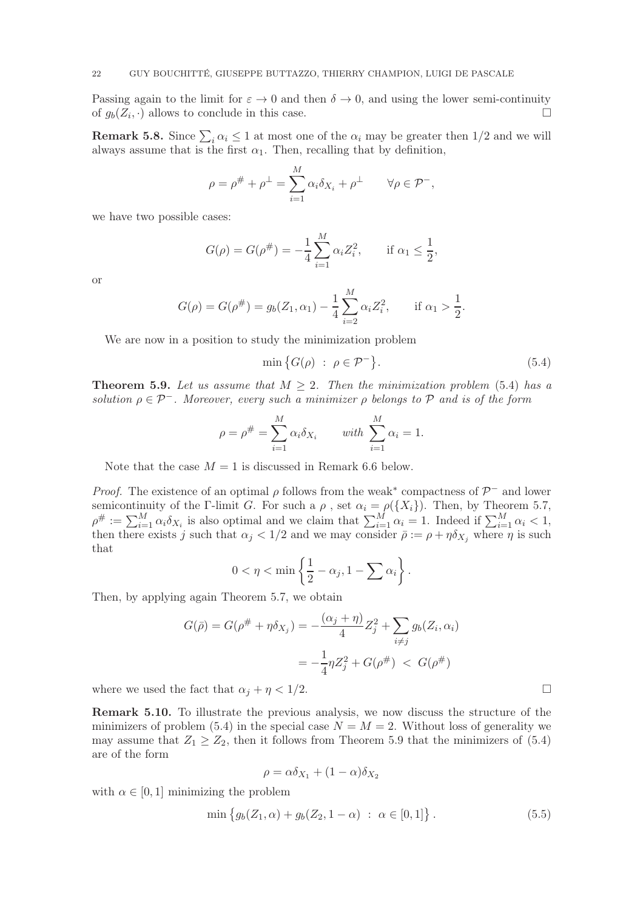Passing again to the limit for $\varepsilon \to 0$ and then $\delta \to 0$, and using the lower semi-continuity of $g_b(Z_i, \cdot)$ allows to conclude in this case. □

**Remark 5.8.** Since $\sum_i \alpha_i \leq 1$ at most one of the $\alpha_i$ may be greater then $1/2$ and we will always assume that is the first $\alpha_1$. Then, recalling that by definition,

$$\rho = \rho^{\#} + \rho^{\perp} = \sum_{i=1}^{M} \alpha_i \delta_{X_i} + \rho^{\perp} \qquad \forall \rho \in \mathcal{P}^-,$$

we have two possible cases:

$$G(\rho) = G(\rho^{\#}) = -\frac{1}{4} \sum_{i=1}^{M} \alpha_i Z_i^2, \qquad \text{if } \alpha_1 \leq \frac{1}{2},$$

or

$$G(\rho) = G(\rho^{\#}) = g_b(Z_1, \alpha_1) - \frac{1}{4} \sum_{i=2}^{M} \alpha_i Z_i^2, \qquad \text{if } \alpha_1 > \frac{1}{2}.$$

We are now in a position to study the minimization problem

$$\min \{ G(\rho) \ : \ \rho \in \mathcal{P}^- \}. \tag{5.4}$$

**Theorem 5.9.** *Let us assume that $M \geq 2$. Then the minimization problem (5.4) has a solution $\rho \in \mathcal{P}^-$. Moreover, every such a minimizer $\rho$ belongs to $\mathcal{P}$ and is of the form*

$$\rho = \rho^{\#} = \sum_{i=1}^{M} \alpha_i \delta_{X_i} \qquad \textit{with } \sum_{i=1}^{M} \alpha_i = 1.$$

Note that the case $M = 1$ is discussed in Remark 6.6 below.

*Proof.* The existence of an optimal $\rho$ follows from the weak* compactness of $\mathcal{P}^-$ and lower semicontinuity of the Γ-limit $G$. For such a $\rho$ , set $\alpha_i = \rho(\{X_i\})$. Then, by Theorem 5.7, $\rho^{\#} := \sum_{i=1}^{M} \alpha_i \delta_{X_i}$ is also optimal and we claim that $\sum_{i=1}^{M} \alpha_i = 1$. Indeed if $\sum_{i=1}^{M} \alpha_i < 1$, then there exists $j$ such that $\alpha_j < 1/2$ and we may consider $\bar{\rho} := \rho + \eta \delta_{X_j}$ where $\eta$ is such that

$$0 < \eta < \min \left\{ \frac{1}{2} - \alpha_j, 1 - \sum \alpha_i \right\}.$$

Then, by applying again Theorem 5.7, we obtain

$$\begin{aligned} G(\bar{\rho}) = G(\rho^{\#} + \eta \delta_{X_j}) &= -\frac{(\alpha_j + \eta)}{4} Z_j^2 + \sum_{i \neq j} g_b(Z_i, \alpha_i) \\ &= -\frac{1}{4} \eta Z_j^2 + G(\rho^{\#}) \ < \ G(\rho^{\#}) \end{aligned}$$

where we used the fact that $\alpha_j + \eta < 1/2$. □

**Remark 5.10.** To illustrate the previous analysis, we now discuss the structure of the minimizers of problem (5.4) in the special case $N = M = 2$. Without loss of generality we may assume that $Z_1 \geq Z_2$, then it follows from Theorem 5.9 that the minimizers of (5.4) are of the form

$$\rho = \alpha \delta_{X_1} + (1 - \alpha) \delta_{X_2}$$

with $\alpha \in [0, 1]$ minimizing the problem

$$\min \left\{ g_b(Z_1, \alpha) + g_b(Z_2, 1 - \alpha) \ : \ \alpha \in [0, 1] \right\}. \tag{5.5}$$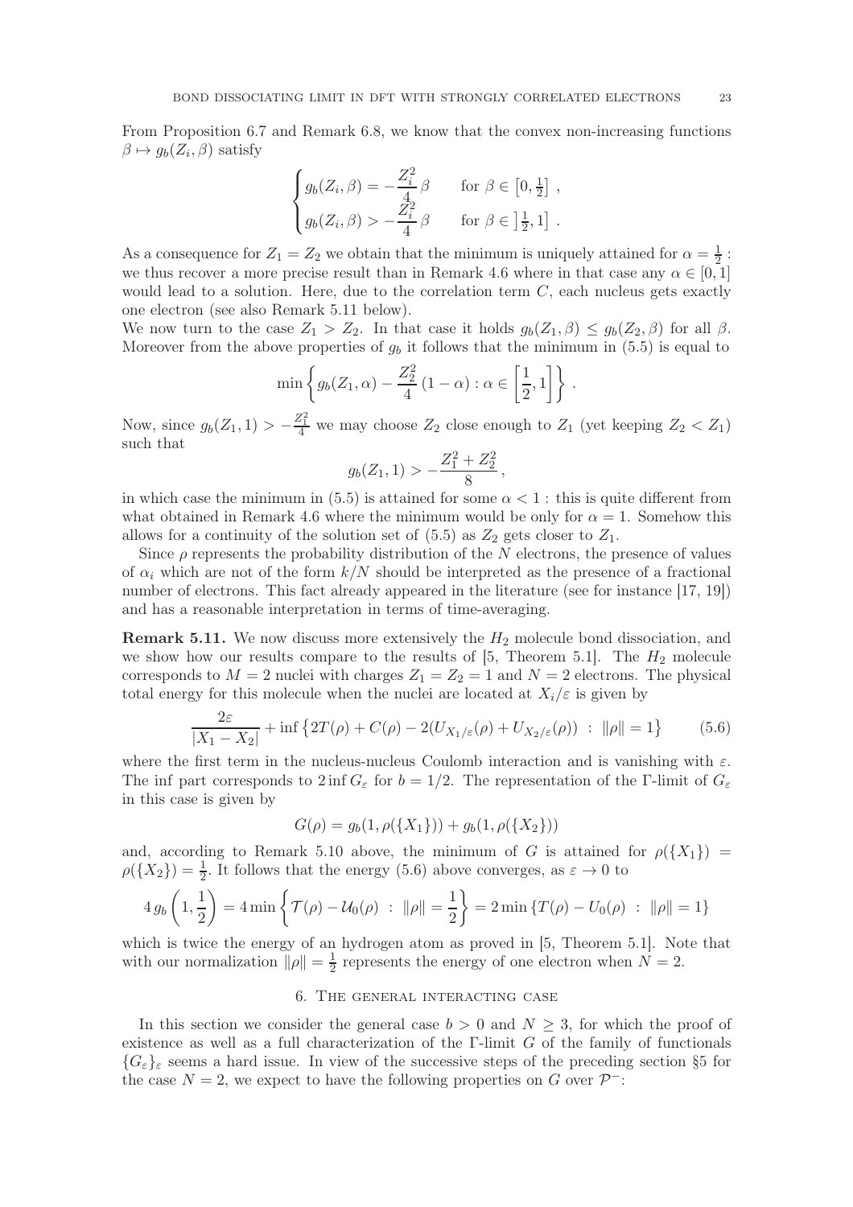From Proposition 6.7 and Remark 6.8, we know that the convex non-increasing functions $\beta \mapsto g_b(Z_i, \beta)$ satisfy

$$
\begin{cases}
g_b(Z_i, \beta) = -\dfrac{Z_i^2}{4}\beta & \text{for } \beta \in \left[0, \frac{1}{2}\right] , \\
g_b(Z_i, \beta) > -\dfrac{Z_i^2}{4}\beta & \text{for } \beta \in \left]\frac{1}{2}, 1\right] .
\end{cases}
$$

As a consequence for $Z_1 = Z_2$ we obtain that the minimum is uniquely attained for $\alpha = \frac{1}{2}$ : we thus recover a more precise result than in Remark 4.6 where in that case any $\alpha \in [0, 1]$ would lead to a solution. Here, due to the correlation term $C$, each nucleus gets exactly one electron (see also Remark 5.11 below).

We now turn to the case $Z_1 > Z_2$. In that case it holds $g_b(Z_1, \beta) \le g_b(Z_2, \beta)$ for all $\beta$. Moreover from the above properties of $g_b$ it follows that the minimum in (5.5) is equal to

$$
\min \left\{ g_b(Z_1, \alpha) - \frac{Z_2^2}{4}(1 - \alpha) : \alpha \in \left[\frac{1}{2}, 1\right] \right\} .
$$

Now, since $g_b(Z_1, 1) > -\frac{Z_1^2}{4}$ we may choose $Z_2$ close enough to $Z_1$ (yet keeping $Z_2 < Z_1$) such that

$$
g_b(Z_1, 1) > -\frac{Z_1^2 + Z_2^2}{8} ,
$$

in which case the minimum in (5.5) is attained for some $\alpha < 1$ : this is quite different from what obtained in Remark 4.6 where the minimum would be only for $\alpha = 1$. Somehow this allows for a continuity of the solution set of (5.5) as $Z_2$ gets closer to $Z_1$.

Since $\rho$ represents the probability distribution of the $N$ electrons, the presence of values of $\alpha_i$ which are not of the form $k/N$ should be interpreted as the presence of a fractional number of electrons. This fact already appeared in the literature (see for instance [17, 19]) and has a reasonable interpretation in terms of time-averaging.

**Remark 5.11.** We now discuss more extensively the $H_2$ molecule bond dissociation, and we show how our results compare to the results of [5, Theorem 5.1]. The $H_2$ molecule corresponds to $M = 2$ nuclei with charges $Z_1 = Z_2 = 1$ and $N = 2$ electrons. The physical total energy for this molecule when the nuclei are located at $X_i/\varepsilon$ is given by

$$
\frac{2\varepsilon}{|X_1 - X_2|} + \inf \left\{ 2T(\rho) + C(\rho) - 2(U_{X_1/\varepsilon}(\rho) + U_{X_2/\varepsilon}(\rho)) \ : \ \|\rho\| = 1 \right\} \tag{5.6}
$$

where the first term in the nucleus-nucleus Coulomb interaction and is vanishing with $\varepsilon$. The inf part corresponds to $2 \inf G_\varepsilon$ for $b = 1/2$. The representation of the $\Gamma$-limit of $G_\varepsilon$ in this case is given by

$$
G(\rho) = g_b(1, \rho(\{X_1\})) + g_b(1, \rho(\{X_2\}))
$$

and, according to Remark 5.10 above, the minimum of $G$ is attained for $\rho(\{X_1\}) = \rho(\{X_2\}) = \frac{1}{2}$. It follows that the energy (5.6) above converges, as $\varepsilon \to 0$ to

$$
4\, g_b\left(1, \frac{1}{2}\right) = 4 \min \left\{ \mathcal{T}(\rho) - \mathcal{U}_0(\rho) \ : \ \|\rho\| = \frac{1}{2} \right\} = 2 \min \left\{ T(\rho) - U_0(\rho) \ : \ \|\rho\| = 1 \right\}
$$

which is twice the energy of an hydrogen atom as proved in [5, Theorem 5.1]. Note that with our normalization $\|\rho\| = \frac{1}{2}$ represents the energy of one electron when $N = 2$.

## 6. The general interacting case

In this section we consider the general case $b > 0$ and $N \ge 3$, for which the proof of existence as well as a full characterization of the $\Gamma$-limit $G$ of the family of functionals $\{G_\varepsilon\}_\varepsilon$ seems a hard issue. In view of the successive steps of the preceding section §5 for the case $N = 2$, we expect to have the following properties on $G$ over $\mathcal{P}^-$: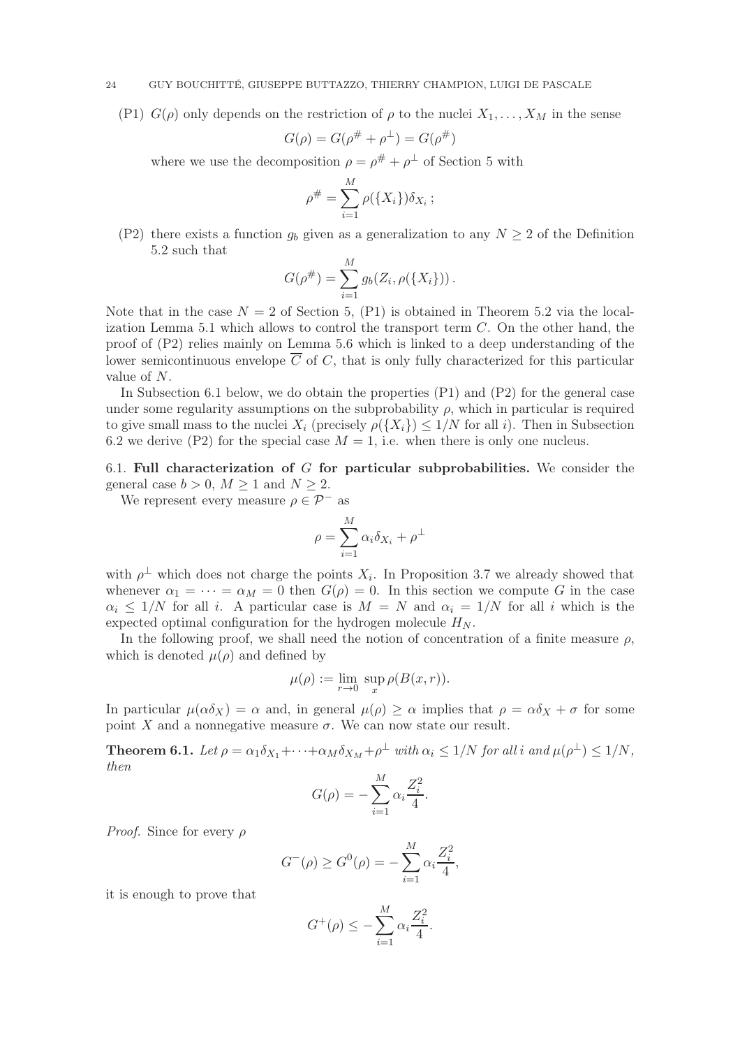(P1) $G(\rho)$ only depends on the restriction of $\rho$ to the nuclei $X_1, \dots, X_M$ in the sense

$$G(\rho) = G(\rho^{\#} + \rho^{\perp}) = G(\rho^{\#})$$

where we use the decomposition $\rho = \rho^{\#} + \rho^{\perp}$ of Section 5 with

$$\rho^{\#} = \sum_{i=1}^{M} \rho(\{X_i\}) \delta_{X_i} \, ;$$

(P2) there exists a function $g_b$ given as a generalization to any $N \geq 2$ of the Definition 5.2 such that

$$G(\rho^{\#}) = \sum_{i=1}^{M} g_b(Z_i, \rho(\{X_i\})) \, .$$

Note that in the case $N = 2$ of Section 5, (P1) is obtained in Theorem 5.2 via the localization Lemma 5.1 which allows to control the transport term $C$. On the other hand, the proof of (P2) relies mainly on Lemma 5.6 which is linked to a deep understanding of the lower semicontinuous envelope $\overline{C}$ of $C$, that is only fully characterized for this particular value of $N$.

In Subsection 6.1 below, we do obtain the properties (P1) and (P2) for the general case under some regularity assumptions on the subprobability $\rho$, which in particular is required to give small mass to the nuclei $X_i$ (precisely $\rho(\{X_i\}) \leq 1/N$ for all $i$). Then in Subsection 6.2 we derive (P2) for the special case $M = 1$, i.e. when there is only one nucleus.

6.1. **Full characterization of $G$ for particular subprobabilities.** We consider the general case $b > 0$, $M \geq 1$ and $N \geq 2$.

We represent every measure $\rho \in \mathcal{P}^{-}$ as

$$\rho = \sum_{i=1}^{M} \alpha_i \delta_{X_i} + \rho^{\perp}$$

with $\rho^{\perp}$ which does not charge the points $X_i$. In Proposition 3.7 we already showed that whenever $\alpha_1 = \cdots = \alpha_M = 0$ then $G(\rho) = 0$. In this section we compute $G$ in the case $\alpha_i \leq 1/N$ for all $i$. A particular case is $M = N$ and $\alpha_i = 1/N$ for all $i$ which is the expected optimal configuration for the hydrogen molecule $H_N$.

In the following proof, we shall need the notion of concentration of a finite measure $\rho$, which is denoted $\mu(\rho)$ and defined by

$$\mu(\rho) := \lim_{r \to 0} \, \sup_{x} \rho(B(x, r)).$$

In particular $\mu(\alpha \delta_X) = \alpha$ and, in general $\mu(\rho) \geq \alpha$ implies that $\rho = \alpha \delta_X + \sigma$ for some point $X$ and a nonnegative measure $\sigma$. We can now state our result.

**Theorem 6.1.** *Let $\rho = \alpha_1 \delta_{X_1} + \cdots + \alpha_M \delta_{X_M} + \rho^{\perp}$ with $\alpha_i \leq 1/N$ for all $i$ and $\mu(\rho^{\perp}) \leq 1/N$, then*

$$G(\rho) = -\sum_{i=1}^{M} \alpha_i \frac{Z_i^2}{4}.$$

*Proof.* Since for every $\rho$

$$G^{-}(\rho) \geq G^{0}(\rho) = -\sum_{i=1}^{M} \alpha_i \frac{Z_i^2}{4},$$

it is enough to prove that

$$G^{+}(\rho) \leq -\sum_{i=1}^{M} \alpha_i \frac{Z_i^2}{4}.$$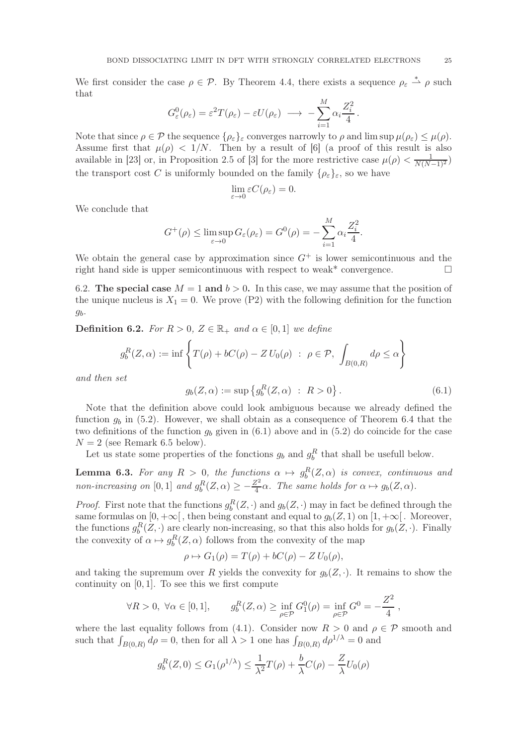We first consider the case $\rho \in \mathcal{P}$. By Theorem 4.4, there exists a sequence $\rho_\varepsilon \overset{*}{\rightharpoonup} \rho$ such that

$$G^0_\varepsilon(\rho_\varepsilon) = \varepsilon^2 T(\rho_\varepsilon) - \varepsilon U(\rho_\varepsilon) \longrightarrow -\sum_{i=1}^M \alpha_i \frac{Z_i^2}{4}\,.$$

Note that since $\rho \in \mathcal{P}$ the sequence $\{\rho_\varepsilon\}_\varepsilon$ converges narrowly to $\rho$ and $\limsup \mu(\rho_\varepsilon) \leq \mu(\rho)$. Assume first that $\mu(\rho) < 1/N$. Then by a result of [6] (a proof of this result is also available in [23] or, in Proposition 2.5 of [3] for the more restrictive case $\mu(\rho) < \frac{1}{N(N-1)^2}$) the transport cost $C$ is uniformly bounded on the family $\{\rho_\varepsilon\}_\varepsilon$, so we have

$$\lim_{\varepsilon \to 0} \varepsilon C(\rho_\varepsilon) = 0.$$

We conclude that

$$G^+(\rho) \leq \limsup_{\varepsilon \to 0} G_\varepsilon(\rho_\varepsilon) = G^0(\rho) = -\sum_{i=1}^M \alpha_i \frac{Z_i^2}{4}.$$

We obtain the general case by approximation since $G^+$ is lower semicontinuous and the right hand side is upper semicontinuous with respect to weak* convergence. $\square$

6.2. **The special case $M = 1$ and $b > 0$.** In this case, we may assume that the position of the unique nucleus is $X_1 = 0$. We prove (P2) with the following definition for the function $g_b$.

**Definition 6.2.** *For $R > 0$, $Z \in \mathbb{R}_+$ and $\alpha \in [0,1]$ we define*

$$g_b^R(Z,\alpha) := \inf\left\{ T(\rho) + bC(\rho) - Z\,U_0(\rho) \ : \ \rho \in \mathcal{P},\ \int_{B(0,R)} d\rho \leq \alpha \right\}$$

*and then set*

$$g_b(Z,\alpha) := \sup\left\{ g_b^R(Z,\alpha) \ : \ R > 0 \right\}. \tag{6.1}$$

Note that the definition above could look ambiguous because we already defined the function $g_b$ in (5.2). However, we shall obtain as a consequence of Theorem 6.4 that the two definitions of the function $g_b$ given in (6.1) above and in (5.2) do coincide for the case $N = 2$ (see Remark 6.5 below).

Let us state some properties of the fonctions $g_b$ and $g_b^R$ that shall be usefull below.

**Lemma 6.3.** *For any $R > 0$, the functions $\alpha \mapsto g_b^R(Z,\alpha)$ is convex, continuous and non-increasing on $[0,1]$ and $g_b^R(Z,\alpha) \geq -\frac{Z^2}{4}\alpha$. The same holds for $\alpha \mapsto g_b(Z,\alpha)$.*

*Proof.* First note that the functions $g_b^R(Z,\cdot)$ and $g_b(Z,\cdot)$ may in fact be defined through the same formulas on $[0,+\infty[$ , then being constant and equal to $g_b(Z,1)$ on $[1,+\infty[$ . Moreover, the functions $g_b^R(Z,\cdot)$ are clearly non-increasing, so that this also holds for $g_b(Z,\cdot)$. Finally the convexity of $\alpha \mapsto g_b^R(Z,\alpha)$ follows from the convexity of the map

$$\rho \mapsto G_1(\rho) = T(\rho) + bC(\rho) - Z\,U_0(\rho),$$

and taking the supremum over $R$ yields the convexity for $g_b(Z,\cdot)$. It remains to show the continuity on $[0,1]$. To see this we first compute

$$\forall R > 0,\ \forall \alpha \in [0,1], \qquad g_b^R(Z,\alpha) \geq \inf_{\rho \in \mathcal{P}} G_1^0(\rho) = \inf_{\rho \in \mathcal{P}} G^0 = -\frac{Z^2}{4}\,,$$

where the last equality follows from (4.1). Consider now $R > 0$ and $\rho \in \mathcal{P}$ smooth and such that $\int_{B(0,R)} d\rho = 0$, then for all $\lambda > 1$ one has $\int_{B(0,R)} d\rho^{1/\lambda} = 0$ and

$$g_b^R(Z,0) \leq G_1(\rho^{1/\lambda}) \leq \frac{1}{\lambda^2}T(\rho) + \frac{b}{\lambda}C(\rho) - \frac{Z}{\lambda}U_0(\rho)$$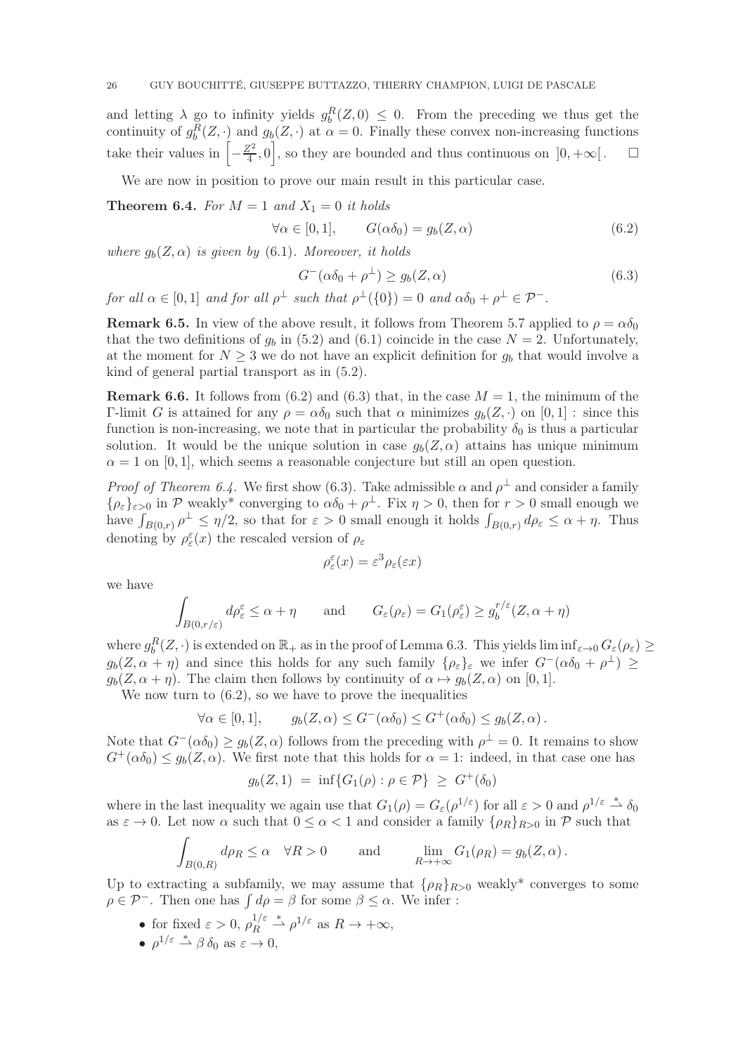and letting $\lambda$ go to infinity yields $g_b^R(Z,0) \leq 0$. From the preceding we thus get the continuity of $g_b^R(Z,\cdot)$ and $g_b(Z,\cdot)$ at $\alpha = 0$. Finally these convex non-increasing functions take their values in $\left[-\frac{Z^2}{4}, 0\right]$, so they are bounded and thus continuous on $]0,+\infty[$. $\square$

We are now in position to prove our main result in this particular case.

**Theorem 6.4.** *For $M = 1$ and $X_1 = 0$ it holds*

$$\forall \alpha \in [0,1], \qquad G(\alpha\delta_0) = g_b(Z,\alpha) \tag{6.2}$$

*where $g_b(Z,\alpha)$ is given by* (6.1)*. Moreover, it holds*

$$G^-(\alpha\delta_0 + \rho^\perp) \geq g_b(Z,\alpha) \tag{6.3}$$

*for all $\alpha \in [0,1]$ and for all $\rho^\perp$ such that $\rho^\perp(\{0\}) = 0$ and $\alpha\delta_0 + \rho^\perp \in \mathcal{P}^-$.*

**Remark 6.5.** In view of the above result, it follows from Theorem 5.7 applied to $\rho = \alpha\delta_0$ that the two definitions of $g_b$ in (5.2) and (6.1) coincide in the case $N = 2$. Unfortunately, at the moment for $N \geq 3$ we do not have an explicit definition for $g_b$ that would involve a kind of general partial transport as in (5.2).

**Remark 6.6.** It follows from (6.2) and (6.3) that, in the case $M = 1$, the minimum of the Γ-limit $G$ is attained for any $\rho = \alpha\delta_0$ such that $\alpha$ minimizes $g_b(Z,\cdot)$ on $[0,1]$ : since this function is non-increasing, we note that in particular the probability $\delta_0$ is thus a particular solution. It would be the unique solution in case $g_b(Z,\alpha)$ attains has unique minimum $\alpha = 1$ on $[0,1]$, which seems a reasonable conjecture but still an open question.

*Proof of Theorem 6.4.* We first show (6.3). Take admissible $\alpha$ and $\rho^\perp$ and consider a family $\{\rho_\varepsilon\}_{\varepsilon>0}$ in $\mathcal{P}$ weakly* converging to $\alpha\delta_0 + \rho^\perp$. Fix $\eta > 0$, then for $r > 0$ small enough we have $\int_{B(0,r)} \rho^\perp \leq \eta/2$, so that for $\varepsilon > 0$ small enough it holds $\int_{B(0,r)} d\rho_\varepsilon \leq \alpha + \eta$. Thus denoting by $\rho_\varepsilon^\varepsilon(x)$ the rescaled version of $\rho_\varepsilon$

$$\rho_\varepsilon^\varepsilon(x) = \varepsilon^3 \rho_\varepsilon(\varepsilon x)$$

we have

$$\int_{B(0,r/\varepsilon)} d\rho_\varepsilon^\varepsilon \leq \alpha + \eta \qquad \text{and} \qquad G_\varepsilon(\rho_\varepsilon) = G_1(\rho_\varepsilon^\varepsilon) \geq g_b^{r/\varepsilon}(Z,\alpha+\eta)$$

where $g_b^R(Z,\cdot)$ is extended on $\mathbb{R}_+$ as in the proof of Lemma 6.3. This yields $\liminf_{\varepsilon\to 0} G_\varepsilon(\rho_\varepsilon) \geq g_b(Z,\alpha+\eta)$ and since this holds for any such family $\{\rho_\varepsilon\}_\varepsilon$ we infer $G^-(\alpha\delta_0 + \rho^\perp) \geq g_b(Z,\alpha+\eta)$. The claim then follows by continuity of $\alpha \mapsto g_b(Z,\alpha)$ on $[0,1]$.

We now turn to (6.2), so we have to prove the inequalities

$$\forall \alpha \in [0,1], \qquad g_b(Z,\alpha) \leq G^-(\alpha\delta_0) \leq G^+(\alpha\delta_0) \leq g_b(Z,\alpha)\,.$$

Note that $G^-(\alpha\delta_0) \geq g_b(Z,\alpha)$ follows from the preceding with $\rho^\perp = 0$. It remains to show $G^+(\alpha\delta_0) \leq g_b(Z,\alpha)$. We first note that this holds for $\alpha = 1$: indeed, in that case one has

$$g_b(Z,1) \;=\; \inf\{G_1(\rho) : \rho \in \mathcal{P}\} \;\geq\; G^+(\delta_0)$$

where in the last inequality we again use that $G_1(\rho) = G_\varepsilon(\rho^{1/\varepsilon})$ for all $\varepsilon > 0$ and $\rho^{1/\varepsilon} \overset{*}{\rightharpoonup} \delta_0$ as $\varepsilon \to 0$. Let now $\alpha$ such that $0 \leq \alpha < 1$ and consider a family $\{\rho_R\}_{R>0}$ in $\mathcal{P}$ such that

$$\int_{B(0,R)} d\rho_R \leq \alpha \quad \forall R > 0 \qquad \text{and} \qquad \lim_{R\to+\infty} G_1(\rho_R) = g_b(Z,\alpha)\,.$$

Up to extracting a subfamily, we may assume that $\{\rho_R\}_{R>0}$ weakly* converges to some $\rho \in \mathcal{P}^-$. Then one has $\int d\rho = \beta$ for some $\beta \leq \alpha$. We infer :

- for fixed $\varepsilon > 0$, $\rho_R^{1/\varepsilon} \overset{*}{\rightharpoonup} \rho^{1/\varepsilon}$ as $R \to +\infty$,
- $\rho^{1/\varepsilon} \overset{*}{\rightharpoonup} \beta\,\delta_0$ as $\varepsilon \to 0$,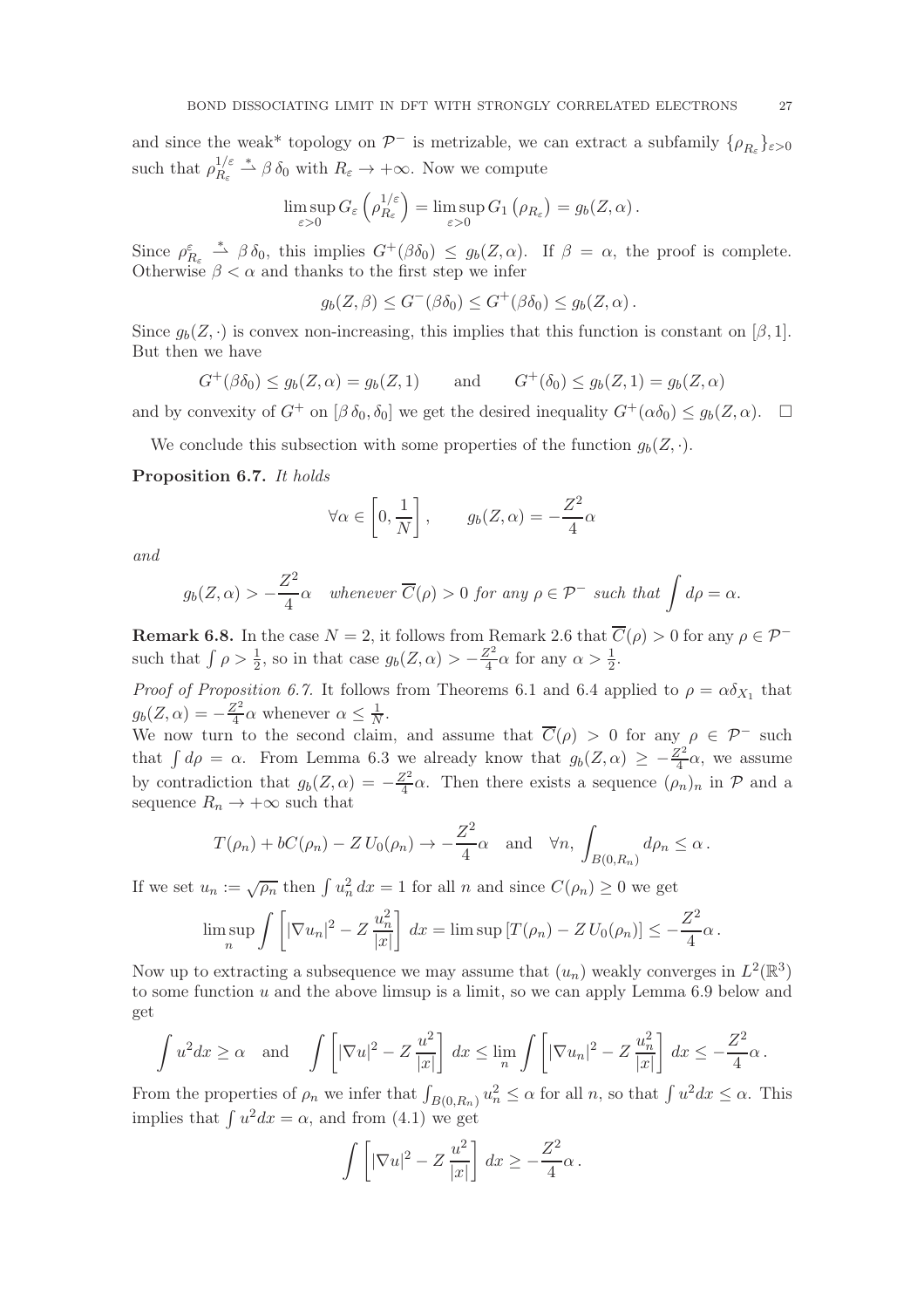and since the weak* topology on $\mathcal{P}^-$ is metrizable, we can extract a subfamily $\{\rho_{R_\varepsilon}\}_{\varepsilon>0}$ such that $\rho_{R_\varepsilon}^{1/\varepsilon} \overset{*}{\rightharpoonup} \beta\,\delta_0$ with $R_\varepsilon \to +\infty$. Now we compute

$$\limsup_{\varepsilon>0} G_\varepsilon\left(\rho_{R_\varepsilon}^{1/\varepsilon}\right) = \limsup_{\varepsilon>0} G_1\left(\rho_{R_\varepsilon}\right) = g_b(Z,\alpha).$$

Since $\rho_{R_\varepsilon}^{\varepsilon} \overset{*}{\rightharpoonup} \beta\,\delta_0$, this implies $G^+(\beta\delta_0) \le g_b(Z,\alpha)$. If $\beta = \alpha$, the proof is complete. Otherwise $\beta < \alpha$ and thanks to the first step we infer

$$g_b(Z,\beta) \le G^-(\beta\delta_0) \le G^+(\beta\delta_0) \le g_b(Z,\alpha).$$

Since $g_b(Z,\cdot)$ is convex non-increasing, this implies that this function is constant on $[\beta,1]$. But then we have

$$G^+(\beta\delta_0) \le g_b(Z,\alpha) = g_b(Z,1) \qquad \text{and} \qquad G^+(\delta_0) \le g_b(Z,1) = g_b(Z,\alpha)$$

and by convexity of $G^+$ on $[\beta\,\delta_0,\delta_0]$ we get the desired inequality $G^+(\alpha\delta_0) \le g_b(Z,\alpha)$. $\square$

We conclude this subsection with some properties of the function $g_b(Z,\cdot)$.

**Proposition 6.7.** *It holds*

$$\forall\alpha \in \left[0,\frac{1}{N}\right], \qquad g_b(Z,\alpha) = -\frac{Z^2}{4}\alpha$$

*and*

$$g_b(Z,\alpha) > -\frac{Z^2}{4}\alpha \quad \textit{whenever } \overline{C}(\rho) > 0 \textit{ for any } \rho \in \mathcal{P}^- \textit{ such that } \int d\rho = \alpha.$$

**Remark 6.8.** In the case $N = 2$, it follows from Remark 2.6 that $\overline{C}(\rho) > 0$ for any $\rho \in \mathcal{P}^-$ such that $\int \rho > \frac{1}{2}$, so in that case $g_b(Z,\alpha) > -\frac{Z^2}{4}\alpha$ for any $\alpha > \frac{1}{2}$.

*Proof of Proposition 6.7.* It follows from Theorems 6.1 and 6.4 applied to $\rho = \alpha\delta_{X_1}$ that $g_b(Z,\alpha) = -\frac{Z^2}{4}\alpha$ whenever $\alpha \le \frac{1}{N}$.

We now turn to the second claim, and assume that $\overline{C}(\rho) > 0$ for any $\rho \in \mathcal{P}^-$ such that $\int d\rho = \alpha$. From Lemma 6.3 we already know that $g_b(Z,\alpha) \ge -\frac{Z^2}{4}\alpha$, we assume by contradiction that $g_b(Z,\alpha) = -\frac{Z^2}{4}\alpha$. Then there exists a sequence $(\rho_n)_n$ in $\mathcal{P}$ and a sequence $R_n \to +\infty$ such that

$$T(\rho_n) + bC(\rho_n) - Z\,U_0(\rho_n) \to -\frac{Z^2}{4}\alpha \quad \text{and} \quad \forall n,\ \int_{B(0,R_n)} d\rho_n \le \alpha.$$

If we set $u_n := \sqrt{\rho_n}$ then $\int u_n^2\,dx = 1$ for all $n$ and since $C(\rho_n) \ge 0$ we get

$$\limsup_n \int \left[|\nabla u_n|^2 - Z\frac{u_n^2}{|x|}\right] dx = \limsup\left[T(\rho_n) - Z\,U_0(\rho_n)\right] \le -\frac{Z^2}{4}\alpha.$$

Now up to extracting a subsequence we may assume that $(u_n)$ weakly converges in $L^2(\mathbb{R}^3)$ to some function $u$ and the above limsup is a limit, so we can apply Lemma 6.9 below and get

$$\int u^2 dx \ge \alpha \quad \text{and} \quad \int \left[|\nabla u|^2 - Z\frac{u^2}{|x|}\right] dx \le \lim_n \int \left[|\nabla u_n|^2 - Z\frac{u_n^2}{|x|}\right] dx \le -\frac{Z^2}{4}\alpha.$$

From the properties of $\rho_n$ we infer that $\int_{B(0,R_n)} u_n^2 \le \alpha$ for all $n$, so that $\int u^2 dx \le \alpha$. This implies that $\int u^2 dx = \alpha$, and from (4.1) we get

$$\int \left[|\nabla u|^2 - Z\frac{u^2}{|x|}\right] dx \ge -\frac{Z^2}{4}\alpha.$$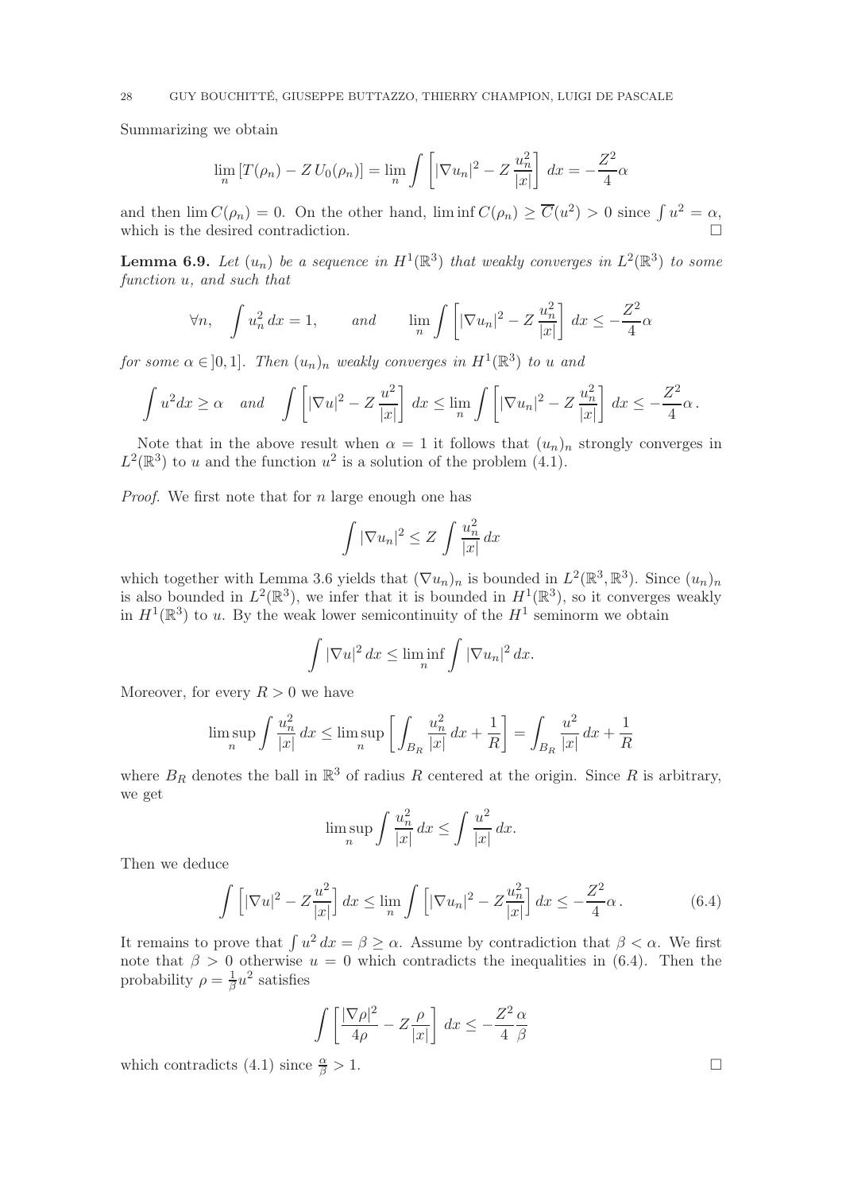Summarizing we obtain

$$\lim_n \left[T(\rho_n) - Z\, U_0(\rho_n)\right] = \lim_n \int \left[|\nabla u_n|^2 - Z\, \frac{u_n^2}{|x|}\right]\, dx = -\frac{Z^2}{4}\alpha$$

and then $\lim C(\rho_n) = 0$. On the other hand, $\liminf C(\rho_n) \geq \overline{C}(u^2) > 0$ since $\int u^2 = \alpha$, which is the desired contradiction. □

**Lemma 6.9.** *Let $(u_n)$ be a sequence in $H^1(\mathbb{R}^3)$ that weakly converges in $L^2(\mathbb{R}^3)$ to some function $u$, and such that*

$$\forall n, \quad \int u_n^2\, dx = 1, \qquad \text{and} \qquad \lim_n \int \left[|\nabla u_n|^2 - Z\, \frac{u_n^2}{|x|}\right]\, dx \leq -\frac{Z^2}{4}\alpha$$

*for some $\alpha \in ]0, 1]$. Then $(u_n)_n$ weakly converges in $H^1(\mathbb{R}^3)$ to $u$ and*

$$\int u^2 dx \geq \alpha \quad \text{and} \quad \int \left[|\nabla u|^2 - Z\, \frac{u^2}{|x|}\right]\, dx \leq \lim_n \int \left[|\nabla u_n|^2 - Z\, \frac{u_n^2}{|x|}\right]\, dx \leq -\frac{Z^2}{4}\alpha\,.$$

Note that in the above result when $\alpha = 1$ it follows that $(u_n)_n$ strongly converges in $L^2(\mathbb{R}^3)$ to $u$ and the function $u^2$ is a solution of the problem (4.1).

*Proof.* We first note that for $n$ large enough one has

$$\int |\nabla u_n|^2 \leq Z \int \frac{u_n^2}{|x|}\, dx$$

which together with Lemma 3.6 yields that $(\nabla u_n)_n$ is bounded in $L^2(\mathbb{R}^3, \mathbb{R}^3)$. Since $(u_n)_n$ is also bounded in $L^2(\mathbb{R}^3)$, we infer that it is bounded in $H^1(\mathbb{R}^3)$, so it converges weakly in $H^1(\mathbb{R}^3)$ to $u$. By the weak lower semicontinuity of the $H^1$ seminorm we obtain

$$\int |\nabla u|^2\, dx \leq \liminf_n \int |\nabla u_n|^2\, dx.$$

Moreover, for every $R > 0$ we have

$$\limsup_n \int \frac{u_n^2}{|x|}\, dx \leq \limsup_n \left[\int_{B_R} \frac{u_n^2}{|x|}\, dx + \frac{1}{R}\right] = \int_{B_R} \frac{u^2}{|x|}\, dx + \frac{1}{R}$$

where $B_R$ denotes the ball in $\mathbb{R}^3$ of radius $R$ centered at the origin. Since $R$ is arbitrary, we get

$$\limsup_n \int \frac{u_n^2}{|x|}\, dx \leq \int \frac{u^2}{|x|}\, dx.$$

Then we deduce

$$\int \left[|\nabla u|^2 - Z\frac{u^2}{|x|}\right]\, dx \leq \lim_n \int \left[|\nabla u_n|^2 - Z\frac{u_n^2}{|x|}\right]\, dx \leq -\frac{Z^2}{4}\alpha\,. \tag{6.4}$$

It remains to prove that $\int u^2\, dx = \beta \geq \alpha$. Assume by contradiction that $\beta < \alpha$. We first note that $\beta > 0$ otherwise $u = 0$ which contradicts the inequalities in (6.4). Then the probability $\rho = \frac{1}{\beta}u^2$ satisfies

$$\int \left[\frac{|\nabla \rho|^2}{4\rho} - Z\frac{\rho}{|x|}\right]\, dx \leq -\frac{Z^2}{4}\frac{\alpha}{\beta}$$

which contradicts (4.1) since $\frac{\alpha}{\beta} > 1$. □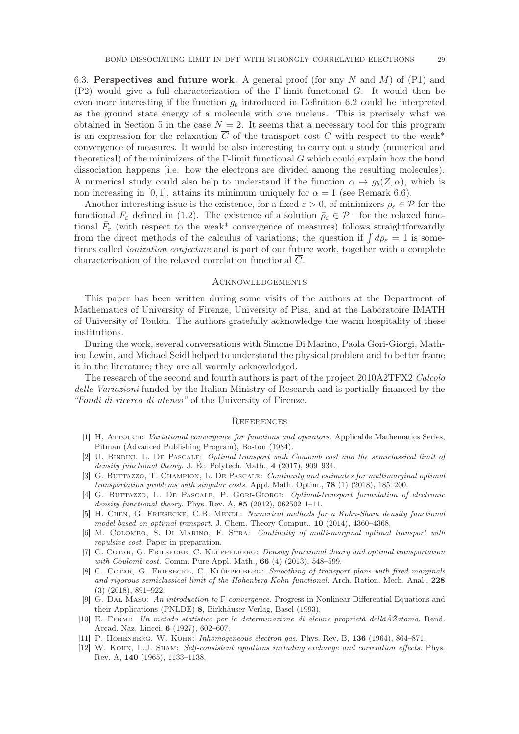6.3. **Perspectives and future work.** A general proof (for any $N$ and $M$) of (P1) and (P2) would give a full characterization of the Γ-limit functional $G$. It would then be even more interesting if the function $g_b$ introduced in Definition 6.2 could be interpreted as the ground state energy of a molecule with one nucleus. This is precisely what we obtained in Section 5 in the case $N = 2$. It seems that a necessary tool for this program is an expression for the relaxation $\overline{C}$ of the transport cost $C$ with respect to the weak* convergence of measures. It would be also interesting to carry out a study (numerical and theoretical) of the minimizers of the Γ-limit functional $G$ which could explain how the bond dissociation happens (i.e. how the electrons are divided among the resulting molecules). A numerical study could also help to understand if the function $\alpha \mapsto g_b(Z, \alpha)$, which is non increasing in $[0, 1]$, attains its minimum uniquely for $\alpha = 1$ (see Remark 6.6).

Another interesting issue is the existence, for a fixed $\varepsilon > 0$, of minimizers $\rho_\varepsilon \in \mathcal{P}$ for the functional $F_\varepsilon$ defined in (1.2). The existence of a solution $\bar{\rho}_\varepsilon \in \mathcal{P}^-$ for the relaxed functional $\bar{F}_\varepsilon$ (with respect to the weak* convergence of measures) follows straightforwardly from the direct methods of the calculus of variations; the question if $\int d\bar{\rho}_\varepsilon = 1$ is sometimes called *ionization conjecture* and is part of our future work, together with a complete characterization of the relaxed correlation functional $\overline{C}$.

## Acknowledgements

This paper has been written during some visits of the authors at the Department of Mathematics of University of Firenze, University of Pisa, and at the Laboratoire IMATH of University of Toulon. The authors gratefully acknowledge the warm hospitality of these institutions.

During the work, several conversations with Simone Di Marino, Paola Gori-Giorgi, Mathieu Lewin, and Michael Seidl helped to understand the physical problem and to better frame it in the literature; they are all warmly acknowledged.

The research of the second and fourth authors is part of the project 2010A2TFX2 *Calcolo delle Variazioni* funded by the Italian Ministry of Research and is partially financed by the *"Fondi di ricerca di ateneo"* of the University of Firenze.

## References

[1] H. Attouch: *Variational convergence for functions and operators*. Applicable Mathematics Series, Pitman (Advanced Publishing Program), Boston (1984).

[2] U. Bindini, L. De Pascale: *Optimal transport with Coulomb cost and the semiclassical limit of density functional theory.* J. Éc. Polytech. Math., **4** (2017), 909–934.

[3] G. Buttazzo, T. Champion, L. De Pascale: *Continuity and estimates for multimarginal optimal transportation problems with singular costs.* Appl. Math. Optim., **78** (1) (2018), 185–200.

[4] G. Buttazzo, L. De Pascale, P. Gori-Giorgi: *Optimal-transport formulation of electronic density-functional theory.* Phys. Rev. A, **85** (2012), 062502 1–11.

[5] H. Chen, G. Friesecke, C.B. Mendl: *Numerical methods for a Kohn-Sham density functional model based on optimal transport.* J. Chem. Theory Comput., **10** (2014), 4360–4368.

[6] M. Colombo, S. Di Marino, F. Stra: *Continuity of multi-marginal optimal transport with repulsive cost.* Paper in preparation.

[7] C. Cotar, G. Friesecke, C. Klüppelberg: *Density functional theory and optimal transportation with Coulomb cost.* Comm. Pure Appl. Math., **66** (4) (2013), 548–599.

[8] C. Cotar, G. Friesecke, C. Klüppelberg: *Smoothing of transport plans with fixed marginals and rigorous semiclassical limit of the Hohenberg-Kohn functional.* Arch. Ration. Mech. Anal., **228** (3) (2018), 891–922.

[9] G. Dal Maso: *An introduction to Γ-convergence.* Progress in Nonlinear Differential Equations and their Applications (PNLDE) **8**, Birkhäuser-Verlag, Basel (1993).

[10] E. Fermi: *Un metodo statistico per la determinazione di alcune proprietà dellâĂŹatomo.* Rend. Accad. Naz. Lincei, **6** (1927), 602–607.

[11] P. Hohenberg, W. Kohn: *Inhomogeneous electron gas.* Phys. Rev. B, **136** (1964), 864–871.

[12] W. Kohn, L.J. Sham: *Self-consistent equations including exchange and correlation effects.* Phys. Rev. A, **140** (1965), 1133–1138.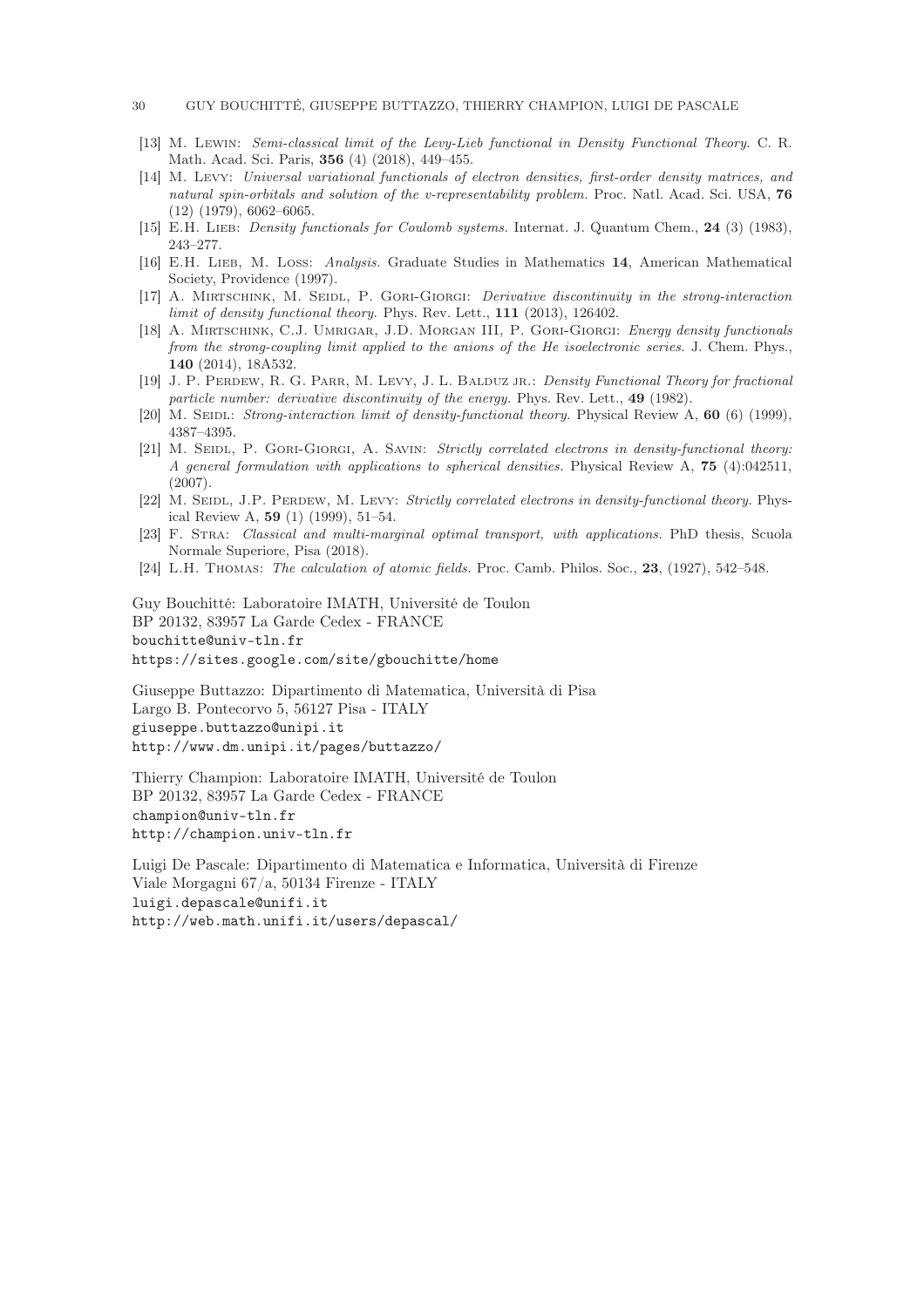- [13] M. Lewin: *Semi-classical limit of the Levy-Lieb functional in Density Functional Theory.* C. R. Math. Acad. Sci. Paris, **356** (4) (2018), 449–455.
- [14] M. Levy: *Universal variational functionals of electron densities, first-order density matrices, and natural spin-orbitals and solution of the v-representability problem.* Proc. Natl. Acad. Sci. USA, **76** (12) (1979), 6062–6065.
- [15] E.H. Lieb: *Density functionals for Coulomb systems.* Internat. J. Quantum Chem., **24** (3) (1983), 243–277.
- [16] E.H. Lieb, M. Loss: *Analysis.* Graduate Studies in Mathematics **14**, American Mathematical Society, Providence (1997).
- [17] A. Mirtschink, M. Seidl, P. Gori-Giorgi: *Derivative discontinuity in the strong-interaction limit of density functional theory.* Phys. Rev. Lett., **111** (2013), 126402.
- [18] A. Mirtschink, C.J. Umrigar, J.D. Morgan III, P. Gori-Giorgi: *Energy density functionals from the strong-coupling limit applied to the anions of the He isoelectronic series.* J. Chem. Phys., **140** (2014), 18A532.
- [19] J. P. Perdew, R. G. Parr, M. Levy, J. L. Balduz jr.: *Density Functional Theory for fractional particle number: derivative discontinuity of the energy.* Phys. Rev. Lett., **49** (1982).
- [20] M. Seidl: *Strong-interaction limit of density-functional theory.* Physical Review A, **60** (6) (1999), 4387–4395.
- [21] M. Seidl, P. Gori-Giorgi, A. Savin: *Strictly correlated electrons in density-functional theory: A general formulation with applications to spherical densities.* Physical Review A, **75** (4):042511, (2007).
- [22] M. Seidl, J.P. Perdew, M. Levy: *Strictly correlated electrons in density-functional theory.* Physical Review A, **59** (1) (1999), 51–54.
- [23] F. Stra: *Classical and multi-marginal optimal transport, with applications.* PhD thesis, Scuola Normale Superiore, Pisa (2018).
- [24] L.H. Thomas: *The calculation of atomic fields.* Proc. Camb. Philos. Soc., **23**, (1927), 542–548.

Guy Bouchitté: Laboratoire IMATH, Université de Toulon
BP 20132, 83957 La Garde Cedex - FRANCE
bouchitte@univ-tln.fr
https://sites.google.com/site/gbouchitte/home

Giuseppe Buttazzo: Dipartimento di Matematica, Università di Pisa
Largo B. Pontecorvo 5, 56127 Pisa - ITALY
giuseppe.buttazzo@unipi.it
http://www.dm.unipi.it/pages/buttazzo/

Thierry Champion: Laboratoire IMATH, Université de Toulon
BP 20132, 83957 La Garde Cedex - FRANCE
champion@univ-tln.fr
http://champion.univ-tln.fr

Luigi De Pascale: Dipartimento di Matematica e Informatica, Università di Firenze
Viale Morgagni 67/a, 50134 Firenze - ITALY
luigi.depascale@unifi.it
http://web.math.unifi.it/users/depascal/